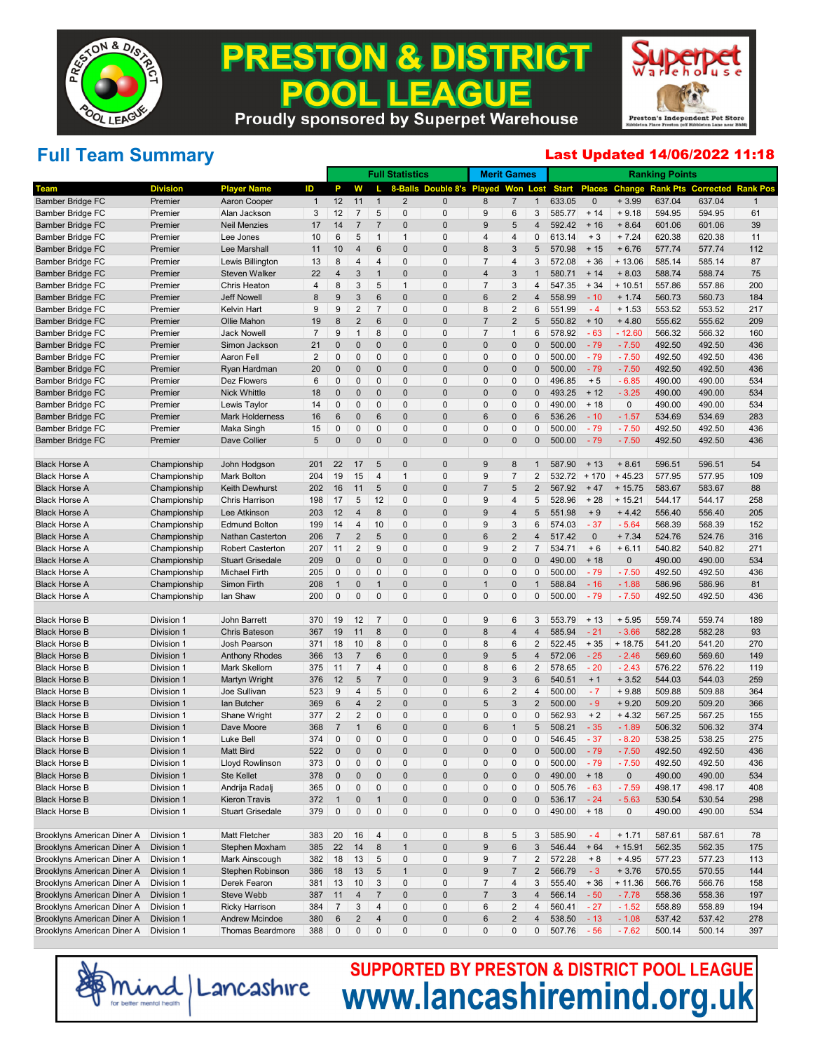# PRESTON & DISTRICT POOL LEAGUE

Proudly sponsored by Superpet Warehouse

Superpet Warehouse — Preston's Independent Pet Store

## Full Team Summary

**Last Updated 14/06/2022 11:18**

| | | | | Full Statistics | | | | | Merit Games | | | Ranking Points | | | | | |
|---|---|---|---|---|---|---|---|---|---|---|---|---|---|---|---|---|---|
| Team | Division | Player Name | ID | P | W | L | 8-Balls | Double 8's | Played | Won | Lost | Start | Places | Change | Rank Pts | Corrected | Rank Pos |
| Bamber Bridge FC | Premier | Aaron Cooper | 1 | 12 | 11 | 1 | 2 | 0 | 8 | 7 | 1 | 633.05 | 0 | + 3.99 | 637.04 | 637.04 | 1 |
| Bamber Bridge FC | Premier | Alan Jackson | 3 | 12 | 7 | 5 | 0 | 0 | 9 | 6 | 3 | 585.77 | + 14 | + 9.18 | 594.95 | 594.95 | 61 |
| Bamber Bridge FC | Premier | Neil Menzies | 17 | 14 | 7 | 7 | 0 | 0 | 9 | 5 | 4 | 592.42 | + 16 | + 8.64 | 601.06 | 601.06 | 39 |
| Bamber Bridge FC | Premier | Lee Jones | 10 | 6 | 5 | 1 | 1 | 0 | 4 | 4 | 0 | 613.14 | + 3 | + 7.24 | 620.38 | 620.38 | 11 |
| Bamber Bridge FC | Premier | Lee Marshall | 11 | 10 | 4 | 6 | 0 | 0 | 8 | 3 | 5 | 570.98 | + 15 | + 6.76 | 577.74 | 577.74 | 112 |
| Bamber Bridge FC | Premier | Lewis Billington | 13 | 8 | 4 | 4 | 0 | 0 | 7 | 4 | 3 | 572.08 | + 36 | + 13.06 | 585.14 | 585.14 | 87 |
| Bamber Bridge FC | Premier | Steven Walker | 22 | 4 | 3 | 1 | 0 | 0 | 4 | 3 | 1 | 580.71 | + 14 | + 8.03 | 588.74 | 588.74 | 75 |
| Bamber Bridge FC | Premier | Chris Heaton | 4 | 8 | 3 | 5 | 1 | 0 | 7 | 3 | 4 | 547.35 | + 34 | + 10.51 | 557.86 | 557.86 | 200 |
| Bamber Bridge FC | Premier | Jeff Nowell | 8 | 9 | 3 | 6 | 0 | 0 | 6 | 2 | 4 | 558.99 | - 10 | + 1.74 | 560.73 | 560.73 | 184 |
| Bamber Bridge FC | Premier | Kelvin Hart | 9 | 9 | 2 | 7 | 0 | 0 | 8 | 2 | 6 | 551.99 | - 4 | + 1.53 | 553.52 | 553.52 | 217 |
| Bamber Bridge FC | Premier | Ollie Mahon | 19 | 8 | 2 | 6 | 0 | 0 | 7 | 2 | 5 | 550.82 | + 10 | + 4.80 | 555.62 | 555.62 | 209 |
| Bamber Bridge FC | Premier | Jack Nowell | 7 | 9 | 1 | 8 | 0 | 0 | 7 | 1 | 6 | 578.92 | - 63 | - 12.60 | 566.32 | 566.32 | 160 |
| Bamber Bridge FC | Premier | Simon Jackson | 21 | 0 | 0 | 0 | 0 | 0 | 0 | 0 | 0 | 500.00 | - 79 | - 7.50 | 492.50 | 492.50 | 436 |
| Bamber Bridge FC | Premier | Aaron Fell | 2 | 0 | 0 | 0 | 0 | 0 | 0 | 0 | 0 | 500.00 | - 79 | - 7.50 | 492.50 | 492.50 | 436 |
| Bamber Bridge FC | Premier | Ryan Hardman | 20 | 0 | 0 | 0 | 0 | 0 | 0 | 0 | 0 | 500.00 | - 79 | - 7.50 | 492.50 | 492.50 | 436 |
| Bamber Bridge FC | Premier | Dez Flowers | 6 | 0 | 0 | 0 | 0 | 0 | 0 | 0 | 0 | 496.85 | + 5 | - 6.85 | 490.00 | 490.00 | 534 |
| Bamber Bridge FC | Premier | Nick Whittle | 18 | 0 | 0 | 0 | 0 | 0 | 0 | 0 | 0 | 493.25 | + 12 | - 3.25 | 490.00 | 490.00 | 534 |
| Bamber Bridge FC | Premier | Lewis Taylor | 14 | 0 | 0 | 0 | 0 | 0 | 0 | 0 | 0 | 490.00 | + 18 | 0 | 490.00 | 490.00 | 534 |
| Bamber Bridge FC | Premier | Mark Holderness | 16 | 6 | 0 | 6 | 0 | 0 | 6 | 0 | 6 | 536.26 | - 10 | - 1.57 | 534.69 | 534.69 | 283 |
| Bamber Bridge FC | Premier | Maka Singh | 15 | 0 | 0 | 0 | 0 | 0 | 0 | 0 | 0 | 500.00 | - 79 | - 7.50 | 492.50 | 492.50 | 436 |
| Bamber Bridge FC | Premier | Dave Collier | 5 | 0 | 0 | 0 | 0 | 0 | 0 | 0 | 0 | 500.00 | - 79 | - 7.50 | 492.50 | 492.50 | 436 |
| | | | | | | | | | | | | | | | | | |
| Black Horse A | Championship | John Hodgson | 201 | 22 | 17 | 5 | 0 | 0 | 9 | 8 | 1 | 587.90 | + 13 | + 8.61 | 596.51 | 596.51 | 54 |
| Black Horse A | Championship | Mark Bolton | 204 | 19 | 15 | 4 | 1 | 0 | 9 | 7 | 2 | 532.72 | + 170 | + 45.23 | 577.95 | 577.95 | 109 |
| Black Horse A | Championship | Keith Dewhurst | 202 | 16 | 11 | 5 | 0 | 0 | 7 | 5 | 2 | 567.92 | + 47 | + 15.75 | 583.67 | 583.67 | 88 |
| Black Horse A | Championship | Chris Harrison | 198 | 17 | 5 | 12 | 0 | 0 | 9 | 4 | 5 | 528.96 | + 28 | + 15.21 | 544.17 | 544.17 | 258 |
| Black Horse A | Championship | Lee Atkinson | 203 | 12 | 4 | 8 | 0 | 0 | 9 | 4 | 5 | 551.98 | + 9 | + 4.42 | 556.40 | 556.40 | 205 |
| Black Horse A | Championship | Edmund Bolton | 199 | 14 | 4 | 10 | 0 | 0 | 9 | 3 | 6 | 574.03 | - 37 | - 5.64 | 568.39 | 568.39 | 152 |
| Black Horse A | Championship | Nathan Casterton | 206 | 7 | 2 | 5 | 0 | 0 | 6 | 2 | 4 | 517.42 | 0 | + 7.34 | 524.76 | 524.76 | 316 |
| Black Horse A | Championship | Robert Casterton | 207 | 11 | 2 | 9 | 0 | 0 | 9 | 2 | 7 | 534.71 | + 6 | + 6.11 | 540.82 | 540.82 | 271 |
| Black Horse A | Championship | Stuart Grisedale | 209 | 0 | 0 | 0 | 0 | 0 | 0 | 0 | 0 | 490.00 | + 18 | 0 | 490.00 | 490.00 | 534 |
| Black Horse A | Championship | Michael Firth | 205 | 0 | 0 | 0 | 0 | 0 | 0 | 0 | 0 | 500.00 | - 79 | - 7.50 | 492.50 | 492.50 | 436 |
| Black Horse A | Championship | Simon Firth | 208 | 1 | 0 | 1 | 0 | 0 | 1 | 0 | 1 | 588.84 | - 16 | - 1.88 | 586.96 | 586.96 | 81 |
| Black Horse A | Championship | Ian Shaw | 200 | 0 | 0 | 0 | 0 | 0 | 0 | 0 | 0 | 500.00 | - 79 | - 7.50 | 492.50 | 492.50 | 436 |
| | | | | | | | | | | | | | | | | | |
| Black Horse B | Division 1 | John Barrett | 370 | 19 | 12 | 7 | 0 | 0 | 9 | 6 | 3 | 553.79 | + 13 | + 5.95 | 559.74 | 559.74 | 189 |
| Black Horse B | Division 1 | Chris Bateson | 367 | 19 | 11 | 8 | 0 | 0 | 8 | 4 | 4 | 585.94 | - 21 | - 3.66 | 582.28 | 582.28 | 93 |
| Black Horse B | Division 1 | Josh Pearson | 371 | 18 | 10 | 8 | 0 | 0 | 8 | 6 | 2 | 522.45 | + 35 | + 18.75 | 541.20 | 541.20 | 270 |
| Black Horse B | Division 1 | Anthony Rhodes | 366 | 13 | 7 | 6 | 0 | 0 | 9 | 5 | 4 | 572.06 | - 25 | - 2.46 | 569.60 | 569.60 | 149 |
| Black Horse B | Division 1 | Mark Skellorn | 375 | 11 | 7 | 4 | 0 | 0 | 8 | 6 | 2 | 578.65 | - 20 | - 2.43 | 576.22 | 576.22 | 119 |
| Black Horse B | Division 1 | Martyn Wright | 376 | 12 | 5 | 7 | 0 | 0 | 9 | 3 | 6 | 540.51 | + 1 | + 3.52 | 544.03 | 544.03 | 259 |
| Black Horse B | Division 1 | Joe Sullivan | 523 | 9 | 4 | 5 | 0 | 0 | 6 | 2 | 4 | 500.00 | - 7 | + 9.88 | 509.88 | 509.88 | 364 |
| Black Horse B | Division 1 | Ian Butcher | 369 | 6 | 4 | 2 | 0 | 0 | 5 | 3 | 2 | 500.00 | - 9 | + 9.20 | 509.20 | 509.20 | 366 |
| Black Horse B | Division 1 | Shane Wright | 377 | 2 | 2 | 0 | 0 | 0 | 0 | 0 | 0 | 562.93 | + 2 | + 4.32 | 567.25 | 567.25 | 155 |
| Black Horse B | Division 1 | Dave Moore | 368 | 7 | 1 | 6 | 0 | 0 | 6 | 1 | 5 | 508.21 | - 35 | - 1.89 | 506.32 | 506.32 | 374 |
| Black Horse B | Division 1 | Luke Bell | 374 | 0 | 0 | 0 | 0 | 0 | 0 | 0 | 0 | 546.45 | - 37 | - 8.20 | 538.25 | 538.25 | 275 |
| Black Horse B | Division 1 | Matt Bird | 522 | 0 | 0 | 0 | 0 | 0 | 0 | 0 | 0 | 500.00 | - 79 | - 7.50 | 492.50 | 492.50 | 436 |
| Black Horse B | Division 1 | Lloyd Rowlinson | 373 | 0 | 0 | 0 | 0 | 0 | 0 | 0 | 0 | 500.00 | - 79 | - 7.50 | 492.50 | 492.50 | 436 |
| Black Horse B | Division 1 | Ste Kellet | 378 | 0 | 0 | 0 | 0 | 0 | 0 | 0 | 0 | 490.00 | + 18 | 0 | 490.00 | 490.00 | 534 |
| Black Horse B | Division 1 | Andrija Radalj | 365 | 0 | 0 | 0 | 0 | 0 | 0 | 0 | 0 | 505.76 | - 63 | - 7.59 | 498.17 | 498.17 | 408 |
| Black Horse B | Division 1 | Kieron Travis | 372 | 1 | 0 | 1 | 0 | 0 | 0 | 0 | 0 | 536.17 | - 24 | - 5.63 | 530.54 | 530.54 | 298 |
| Black Horse B | Division 1 | Stuart Grisedale | 379 | 0 | 0 | 0 | 0 | 0 | 0 | 0 | 0 | 490.00 | + 18 | 0 | 490.00 | 490.00 | 534 |
| | | | | | | | | | | | | | | | | | |
| Brooklyns American Diner A | Division 1 | Matt Fletcher | 383 | 20 | 16 | 4 | 0 | 0 | 8 | 5 | 3 | 585.90 | - 4 | + 1.71 | 587.61 | 587.61 | 78 |
| Brooklyns American Diner A | Division 1 | Stephen Moxham | 385 | 22 | 14 | 8 | 1 | 0 | 9 | 6 | 3 | 546.44 | + 64 | + 15.91 | 562.35 | 562.35 | 175 |
| Brooklyns American Diner A | Division 1 | Mark Ainscough | 382 | 18 | 13 | 5 | 0 | 0 | 9 | 7 | 2 | 572.28 | + 8 | + 4.95 | 577.23 | 577.23 | 113 |
| Brooklyns American Diner A | Division 1 | Stephen Robinson | 386 | 18 | 13 | 5 | 1 | 0 | 9 | 7 | 2 | 566.79 | - 3 | + 3.76 | 570.55 | 570.55 | 144 |
| Brooklyns American Diner A | Division 1 | Derek Fearon | 381 | 13 | 10 | 3 | 0 | 0 | 7 | 4 | 3 | 555.40 | + 36 | + 11.36 | 566.76 | 566.76 | 158 |
| Brooklyns American Diner A | Division 1 | Steve Webb | 387 | 11 | 4 | 7 | 0 | 0 | 7 | 3 | 4 | 566.14 | - 50 | - 7.78 | 558.36 | 558.36 | 197 |
| Brooklyns American Diner A | Division 1 | Ricky Harrison | 384 | 7 | 3 | 4 | 0 | 0 | 6 | 2 | 4 | 560.41 | - 27 | - 1.52 | 558.89 | 558.89 | 194 |
| Brooklyns American Diner A | Division 1 | Andrew Mcindoe | 380 | 6 | 2 | 4 | 0 | 0 | 6 | 2 | 4 | 538.50 | - 13 | - 1.08 | 537.42 | 537.42 | 278 |
| Brooklyns American Diner A | Division 1 | Thomas Beardmore | 388 | 0 | 0 | 0 | 0 | 0 | 0 | 0 | 0 | 507.76 | - 56 | - 7.62 | 500.14 | 500.14 | 397 |

mind Lancashire — for better mental health

**SUPPORTED BY PRESTON & DISTRICT POOL LEAGUE**

**www.lancashiremind.org.uk**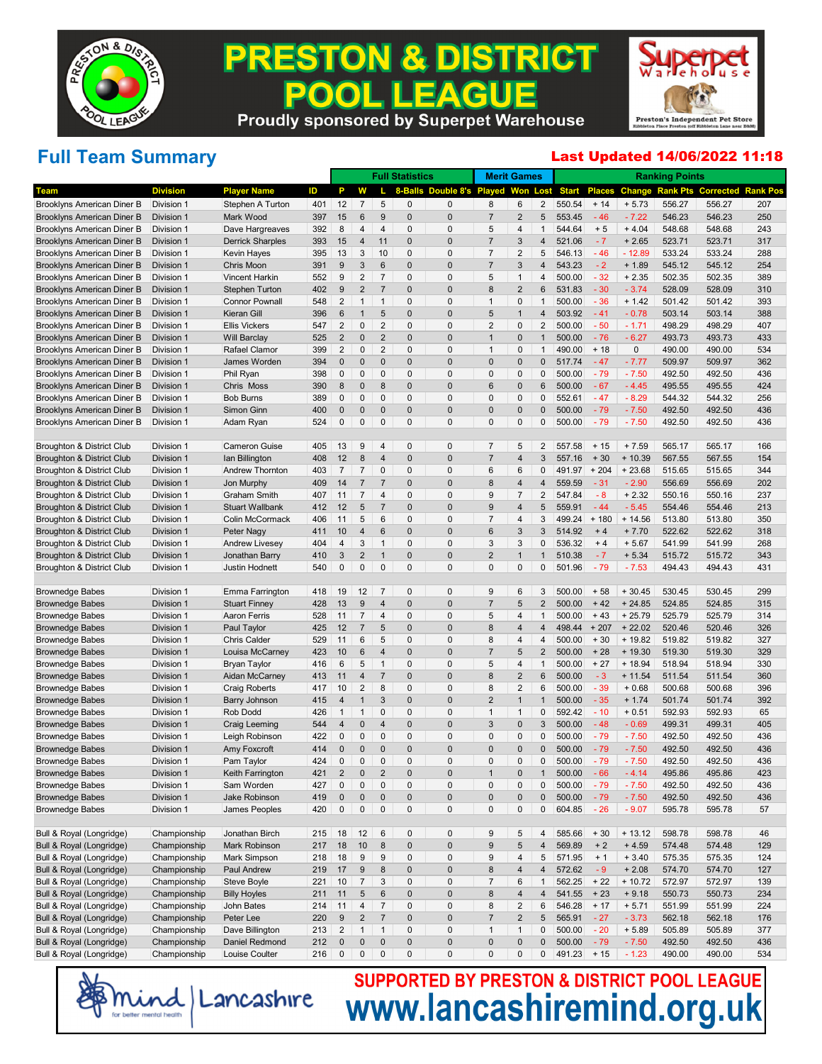# PRESTON & DISTRICT POOL LEAGUE

Proudly sponsored by Superpet Warehouse

Superpet Warehouse — Preston's Independent Pet Store

## Full Team Summary

**Last Updated 14/06/2022 11:18**

| | | | | Full Statistics | | | | | | Merit Games | | | Ranking Points | | | | | |
|---|---|---|---|---|---|---|---|---|---|---|---|---|---|---|---|---|---|---|
| Team | Division | Player Name | ID | P | W | L | 8-Balls | Double 8's | Played | Won | Lost | Start | Places | Change | Rank Pts | Corrected | Rank Pos |
| Brooklyns American Diner B | Division 1 | Stephen A Turton | 401 | 12 | 7 | 5 | 0 | 0 | 8 | 6 | 2 | 550.54 | + 14 | + 5.73 | 556.27 | 556.27 | 207 |
| Brooklyns American Diner B | Division 1 | Mark Wood | 397 | 15 | 6 | 9 | 0 | 0 | 7 | 2 | 5 | 553.45 | - 46 | - 7.22 | 546.23 | 546.23 | 250 |
| Brooklyns American Diner B | Division 1 | Dave Hargreaves | 392 | 8 | 4 | 4 | 0 | 0 | 5 | 4 | 1 | 544.64 | + 5 | + 4.04 | 548.68 | 548.68 | 243 |
| Brooklyns American Diner B | Division 1 | Derrick Sharples | 393 | 15 | 4 | 11 | 0 | 0 | 7 | 3 | 4 | 521.06 | - 7 | + 2.65 | 523.71 | 523.71 | 317 |
| Brooklyns American Diner B | Division 1 | Kevin Hayes | 395 | 13 | 3 | 10 | 0 | 0 | 7 | 2 | 5 | 546.13 | - 46 | - 12.89 | 533.24 | 533.24 | 288 |
| Brooklyns American Diner B | Division 1 | Chris Moon | 391 | 9 | 3 | 6 | 0 | 0 | 7 | 3 | 4 | 543.23 | - 2 | + 1.89 | 545.12 | 545.12 | 254 |
| Brooklyns American Diner B | Division 1 | Vincent Harkin | 552 | 9 | 2 | 7 | 0 | 0 | 5 | 1 | 4 | 500.00 | - 32 | + 2.35 | 502.35 | 502.35 | 389 |
| Brooklyns American Diner B | Division 1 | Stephen Turton | 402 | 9 | 2 | 7 | 0 | 0 | 8 | 2 | 6 | 531.83 | - 30 | - 3.74 | 528.09 | 528.09 | 310 |
| Brooklyns American Diner B | Division 1 | Connor Pownall | 548 | 2 | 1 | 1 | 0 | 0 | 1 | 0 | 1 | 500.00 | - 36 | + 1.42 | 501.42 | 501.42 | 393 |
| Brooklyns American Diner B | Division 1 | Kieran Gill | 396 | 6 | 1 | 5 | 0 | 0 | 5 | 1 | 4 | 503.92 | - 41 | - 0.78 | 503.14 | 503.14 | 388 |
| Brooklyns American Diner B | Division 1 | Ellis Vickers | 547 | 2 | 0 | 2 | 0 | 0 | 2 | 0 | 2 | 500.00 | - 50 | - 1.71 | 498.29 | 498.29 | 407 |
| Brooklyns American Diner B | Division 1 | Will Barclay | 525 | 2 | 0 | 2 | 0 | 0 | 1 | 0 | 1 | 500.00 | - 76 | - 6.27 | 493.73 | 493.73 | 433 |
| Brooklyns American Diner B | Division 1 | Rafael Clamor | 399 | 2 | 0 | 2 | 0 | 0 | 1 | 0 | 1 | 490.00 | + 18 | 0 | 490.00 | 490.00 | 534 |
| Brooklyns American Diner B | Division 1 | James Worden | 394 | 0 | 0 | 0 | 0 | 0 | 0 | 0 | 0 | 517.74 | - 47 | - 7.77 | 509.97 | 509.97 | 362 |
| Brooklyns American Diner B | Division 1 | Phil Ryan | 398 | 0 | 0 | 0 | 0 | 0 | 0 | 0 | 0 | 500.00 | - 79 | - 7.50 | 492.50 | 492.50 | 436 |
| Brooklyns American Diner B | Division 1 | Chris Moss | 390 | 8 | 0 | 8 | 0 | 0 | 6 | 0 | 6 | 500.00 | - 67 | - 4.45 | 495.55 | 495.55 | 424 |
| Brooklyns American Diner B | Division 1 | Bob Burns | 389 | 0 | 0 | 0 | 0 | 0 | 0 | 0 | 0 | 552.61 | - 47 | - 8.29 | 544.32 | 544.32 | 256 |
| Brooklyns American Diner B | Division 1 | Simon Ginn | 400 | 0 | 0 | 0 | 0 | 0 | 0 | 0 | 0 | 500.00 | - 79 | - 7.50 | 492.50 | 492.50 | 436 |
| Brooklyns American Diner B | Division 1 | Adam Ryan | 524 | 0 | 0 | 0 | 0 | 0 | 0 | 0 | 0 | 500.00 | - 79 | - 7.50 | 492.50 | 492.50 | 436 |
| | | | | | | | | | | | | | | | | | |
| Broughton & District Club | Division 1 | Cameron Guise | 405 | 13 | 9 | 4 | 0 | 0 | 7 | 5 | 2 | 557.58 | + 15 | + 7.59 | 565.17 | 565.17 | 166 |
| Broughton & District Club | Division 1 | Ian Billington | 408 | 12 | 8 | 4 | 0 | 0 | 7 | 4 | 3 | 557.16 | + 30 | + 10.39 | 567.55 | 567.55 | 154 |
| Broughton & District Club | Division 1 | Andrew Thornton | 403 | 7 | 7 | 0 | 0 | 0 | 6 | 6 | 0 | 491.97 | + 204 | + 23.68 | 515.65 | 515.65 | 344 |
| Broughton & District Club | Division 1 | Jon Murphy | 409 | 14 | 7 | 7 | 0 | 0 | 8 | 4 | 4 | 559.59 | - 31 | - 2.90 | 556.69 | 556.69 | 202 |
| Broughton & District Club | Division 1 | Graham Smith | 407 | 11 | 7 | 4 | 0 | 0 | 9 | 7 | 2 | 547.84 | - 8 | + 2.32 | 550.16 | 550.16 | 237 |
| Broughton & District Club | Division 1 | Stuart Wallbank | 412 | 12 | 5 | 7 | 0 | 0 | 9 | 4 | 5 | 559.91 | - 44 | - 5.45 | 554.46 | 554.46 | 213 |
| Broughton & District Club | Division 1 | Colin McCormack | 406 | 11 | 5 | 6 | 0 | 0 | 7 | 4 | 3 | 499.24 | + 180 | + 14.56 | 513.80 | 513.80 | 350 |
| Broughton & District Club | Division 1 | Peter Nagy | 411 | 10 | 4 | 6 | 0 | 0 | 6 | 3 | 3 | 514.92 | + 4 | + 7.70 | 522.62 | 522.62 | 318 |
| Broughton & District Club | Division 1 | Andrew Livesey | 404 | 4 | 3 | 1 | 0 | 0 | 3 | 3 | 0 | 536.32 | + 4 | + 5.67 | 541.99 | 541.99 | 268 |
| Broughton & District Club | Division 1 | Jonathan Barry | 410 | 3 | 2 | 1 | 0 | 0 | 2 | 1 | 1 | 510.38 | - 7 | + 5.34 | 515.72 | 515.72 | 343 |
| Broughton & District Club | Division 1 | Justin Hodnett | 540 | 0 | 0 | 0 | 0 | 0 | 0 | 0 | 0 | 501.96 | - 79 | - 7.53 | 494.43 | 494.43 | 431 |
| | | | | | | | | | | | | | | | | | |
| Brownedge Babes | Division 1 | Emma Farrington | 418 | 19 | 12 | 7 | 0 | 0 | 9 | 6 | 3 | 500.00 | + 58 | + 30.45 | 530.45 | 530.45 | 299 |
| Brownedge Babes | Division 1 | Stuart Finney | 428 | 13 | 9 | 4 | 0 | 0 | 7 | 5 | 2 | 500.00 | + 42 | + 24.85 | 524.85 | 524.85 | 315 |
| Brownedge Babes | Division 1 | Aaron Ferris | 528 | 11 | 7 | 4 | 0 | 0 | 5 | 4 | 1 | 500.00 | + 43 | + 25.79 | 525.79 | 525.79 | 314 |
| Brownedge Babes | Division 1 | Paul Taylor | 425 | 12 | 7 | 5 | 0 | 0 | 8 | 4 | 4 | 498.44 | + 207 | + 22.02 | 520.46 | 520.46 | 326 |
| Brownedge Babes | Division 1 | Chris Calder | 529 | 11 | 6 | 5 | 0 | 0 | 8 | 4 | 4 | 500.00 | + 30 | + 19.82 | 519.82 | 519.82 | 327 |
| Brownedge Babes | Division 1 | Louisa McCarney | 423 | 10 | 6 | 4 | 0 | 0 | 7 | 5 | 2 | 500.00 | + 28 | + 19.30 | 519.30 | 519.30 | 329 |
| Brownedge Babes | Division 1 | Bryan Taylor | 416 | 6 | 5 | 1 | 0 | 0 | 5 | 4 | 1 | 500.00 | + 27 | + 18.94 | 518.94 | 518.94 | 330 |
| Brownedge Babes | Division 1 | Aidan McCarney | 413 | 11 | 4 | 7 | 0 | 0 | 8 | 2 | 6 | 500.00 | - 3 | + 11.54 | 511.54 | 511.54 | 360 |
| Brownedge Babes | Division 1 | Craig Roberts | 417 | 10 | 2 | 8 | 0 | 0 | 8 | 2 | 6 | 500.00 | - 39 | + 0.68 | 500.68 | 500.68 | 396 |
| Brownedge Babes | Division 1 | Barry Johnson | 415 | 4 | 1 | 3 | 0 | 0 | 2 | 1 | 1 | 500.00 | - 35 | + 1.74 | 501.74 | 501.74 | 392 |
| Brownedge Babes | Division 1 | Rob Dodd | 426 | 1 | 1 | 0 | 0 | 0 | 1 | 1 | 0 | 592.42 | - 10 | + 0.51 | 592.93 | 592.93 | 65 |
| Brownedge Babes | Division 1 | Craig Leeming | 544 | 4 | 0 | 4 | 0 | 0 | 3 | 0 | 3 | 500.00 | - 48 | - 0.69 | 499.31 | 499.31 | 405 |
| Brownedge Babes | Division 1 | Leigh Robinson | 422 | 0 | 0 | 0 | 0 | 0 | 0 | 0 | 0 | 500.00 | - 79 | - 7.50 | 492.50 | 492.50 | 436 |
| Brownedge Babes | Division 1 | Amy Foxcroft | 414 | 0 | 0 | 0 | 0 | 0 | 0 | 0 | 0 | 500.00 | - 79 | - 7.50 | 492.50 | 492.50 | 436 |
| Brownedge Babes | Division 1 | Pam Taylor | 424 | 0 | 0 | 0 | 0 | 0 | 0 | 0 | 0 | 500.00 | - 79 | - 7.50 | 492.50 | 492.50 | 436 |
| Brownedge Babes | Division 1 | Keith Farrington | 421 | 2 | 0 | 2 | 0 | 0 | 1 | 0 | 1 | 500.00 | - 66 | - 4.14 | 495.86 | 495.86 | 423 |
| Brownedge Babes | Division 1 | Sam Worden | 427 | 0 | 0 | 0 | 0 | 0 | 0 | 0 | 0 | 500.00 | - 79 | - 7.50 | 492.50 | 492.50 | 436 |
| Brownedge Babes | Division 1 | Jake Robinson | 419 | 0 | 0 | 0 | 0 | 0 | 0 | 0 | 0 | 500.00 | - 79 | - 7.50 | 492.50 | 492.50 | 436 |
| Brownedge Babes | Division 1 | James Peoples | 420 | 0 | 0 | 0 | 0 | 0 | 0 | 0 | 0 | 604.85 | - 26 | - 9.07 | 595.78 | 595.78 | 57 |
| | | | | | | | | | | | | | | | | | |
| Bull & Royal (Longridge) | Championship | Jonathan Birch | 215 | 18 | 12 | 6 | 0 | 0 | 9 | 5 | 4 | 585.66 | + 30 | + 13.12 | 598.78 | 598.78 | 46 |
| Bull & Royal (Longridge) | Championship | Mark Robinson | 217 | 18 | 10 | 8 | 0 | 0 | 9 | 5 | 4 | 569.89 | + 2 | + 4.59 | 574.48 | 574.48 | 129 |
| Bull & Royal (Longridge) | Championship | Mark Simpson | 218 | 18 | 9 | 9 | 0 | 0 | 9 | 4 | 5 | 571.95 | + 1 | + 3.40 | 575.35 | 575.35 | 124 |
| Bull & Royal (Longridge) | Championship | Paul Andrew | 219 | 17 | 9 | 8 | 0 | 0 | 8 | 4 | 4 | 572.62 | - 9 | + 2.08 | 574.70 | 574.70 | 127 |
| Bull & Royal (Longridge) | Championship | Steve Boyle | 221 | 10 | 7 | 3 | 0 | 0 | 7 | 6 | 1 | 562.25 | + 22 | + 10.72 | 572.97 | 572.97 | 139 |
| Bull & Royal (Longridge) | Championship | Billy Hoyles | 211 | 11 | 5 | 6 | 0 | 0 | 8 | 4 | 4 | 541.55 | + 23 | + 9.18 | 550.73 | 550.73 | 234 |
| Bull & Royal (Longridge) | Championship | John Bates | 214 | 11 | 4 | 7 | 0 | 0 | 8 | 2 | 6 | 546.28 | + 17 | + 5.71 | 551.99 | 551.99 | 224 |
| Bull & Royal (Longridge) | Championship | Peter Lee | 220 | 9 | 2 | 7 | 0 | 0 | 7 | 2 | 5 | 565.91 | - 27 | - 3.73 | 562.18 | 562.18 | 176 |
| Bull & Royal (Longridge) | Championship | Dave Billington | 213 | 2 | 1 | 1 | 0 | 0 | 1 | 1 | 0 | 500.00 | - 20 | + 5.89 | 505.89 | 505.89 | 377 |
| Bull & Royal (Longridge) | Championship | Daniel Redmond | 212 | 0 | 0 | 0 | 0 | 0 | 0 | 0 | 0 | 500.00 | - 79 | - 7.50 | 492.50 | 492.50 | 436 |
| Bull & Royal (Longridge) | Championship | Louise Coulter | 216 | 0 | 0 | 0 | 0 | 0 | 0 | 0 | 0 | 491.23 | + 15 | - 1.23 | 490.00 | 490.00 | 534 |

mind Lancashire — for better mental health

**SUPPORTED BY PRESTON & DISTRICT POOL LEAGUE**

**www.lancashiremind.org.uk**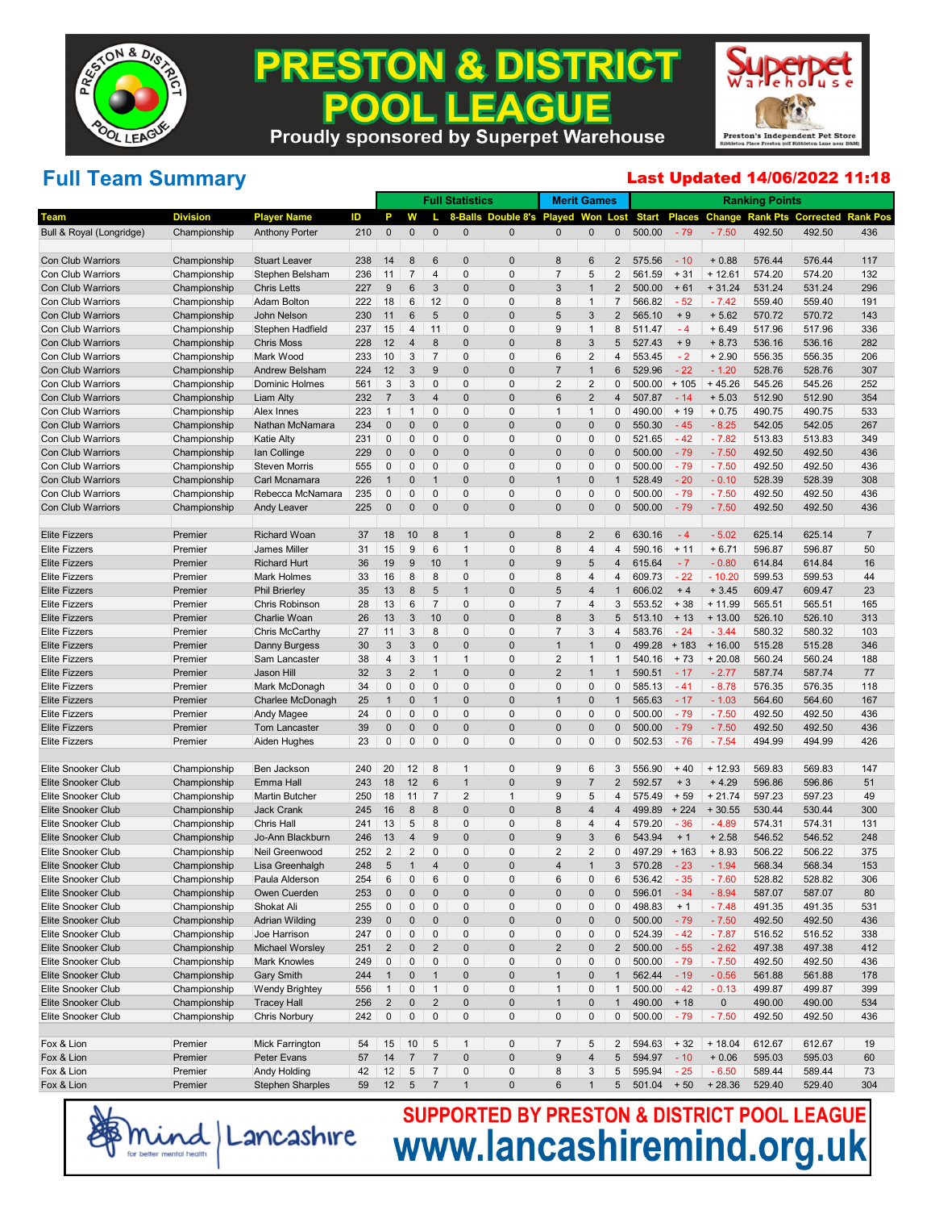# PRESTON & DISTRICT POOL LEAGUE

Proudly sponsored by Superpet Warehouse

## Full Team Summary

**Last Updated 14/06/2022 11:18**

| | | | | Full Statistics | | | | | | Merit Games | | | Ranking Points | | | | | |
|---|---|---|---|---|---|---|---|---|---|---|---|---|---|---|---|---|---|---|
| Team | Division | Player Name | ID | P | W | L | 8-Balls | Double 8's | Played | Won | Lost | Start | Places | Change | Rank Pts | Corrected | Rank Pos |
| Bull & Royal (Longridge) | Championship | Anthony Porter | 210 | 0 | 0 | 0 | 0 | 0 | 0 | 0 | 0 | 500.00 | - 79 | - 7.50 | 492.50 | 492.50 | 436 |
| | | | | | | | | | | | | | | | | | |
| Con Club Warriors | Championship | Stuart Leaver | 238 | 14 | 8 | 6 | 0 | 0 | 8 | 6 | 2 | 575.56 | - 10 | + 0.88 | 576.44 | 576.44 | 117 |
| Con Club Warriors | Championship | Stephen Belsham | 236 | 11 | 7 | 4 | 0 | 0 | 7 | 5 | 2 | 561.59 | + 31 | + 12.61 | 574.20 | 574.20 | 132 |
| Con Club Warriors | Championship | Chris Letts | 227 | 9 | 6 | 3 | 0 | 0 | 3 | 1 | 2 | 500.00 | + 61 | + 31.24 | 531.24 | 531.24 | 296 |
| Con Club Warriors | Championship | Adam Bolton | 222 | 18 | 6 | 12 | 0 | 0 | 8 | 1 | 7 | 566.82 | - 52 | - 7.42 | 559.40 | 559.40 | 191 |
| Con Club Warriors | Championship | John Nelson | 230 | 11 | 6 | 5 | 0 | 0 | 5 | 3 | 2 | 565.10 | + 9 | + 5.62 | 570.72 | 570.72 | 143 |
| Con Club Warriors | Championship | Stephen Hadfield | 237 | 15 | 4 | 11 | 0 | 0 | 9 | 1 | 8 | 511.47 | - 4 | + 6.49 | 517.96 | 517.96 | 336 |
| Con Club Warriors | Championship | Chris Moss | 228 | 12 | 4 | 8 | 0 | 0 | 8 | 3 | 5 | 527.43 | + 9 | + 8.73 | 536.16 | 536.16 | 282 |
| Con Club Warriors | Championship | Mark Wood | 233 | 10 | 3 | 7 | 0 | 0 | 6 | 2 | 4 | 553.45 | - 2 | + 2.90 | 556.35 | 556.35 | 206 |
| Con Club Warriors | Championship | Andrew Belsham | 224 | 12 | 3 | 9 | 0 | 0 | 7 | 1 | 6 | 529.96 | - 22 | - 1.20 | 528.76 | 528.76 | 307 |
| Con Club Warriors | Championship | Dominic Holmes | 561 | 3 | 3 | 0 | 0 | 0 | 2 | 2 | 0 | 500.00 | + 105 | + 45.26 | 545.26 | 545.26 | 252 |
| Con Club Warriors | Championship | Liam Alty | 232 | 7 | 3 | 4 | 0 | 0 | 6 | 2 | 4 | 507.87 | - 14 | + 5.03 | 512.90 | 512.90 | 354 |
| Con Club Warriors | Championship | Alex Innes | 223 | 1 | 1 | 0 | 0 | 0 | 1 | 1 | 0 | 490.00 | + 19 | + 0.75 | 490.75 | 490.75 | 533 |
| Con Club Warriors | Championship | Nathan McNamara | 234 | 0 | 0 | 0 | 0 | 0 | 0 | 0 | 0 | 550.30 | - 45 | - 8.25 | 542.05 | 542.05 | 267 |
| Con Club Warriors | Championship | Katie Alty | 231 | 0 | 0 | 0 | 0 | 0 | 0 | 0 | 0 | 521.65 | - 42 | - 7.82 | 513.83 | 513.83 | 349 |
| Con Club Warriors | Championship | Ian Collinge | 229 | 0 | 0 | 0 | 0 | 0 | 0 | 0 | 0 | 500.00 | - 79 | - 7.50 | 492.50 | 492.50 | 436 |
| Con Club Warriors | Championship | Steven Morris | 555 | 0 | 0 | 0 | 0 | 0 | 0 | 0 | 0 | 500.00 | - 79 | - 7.50 | 492.50 | 492.50 | 436 |
| Con Club Warriors | Championship | Carl Mcnamara | 226 | 1 | 0 | 1 | 0 | 0 | 1 | 0 | 1 | 528.49 | - 20 | - 0.10 | 528.39 | 528.39 | 308 |
| Con Club Warriors | Championship | Rebecca McNamara | 235 | 0 | 0 | 0 | 0 | 0 | 0 | 0 | 0 | 500.00 | - 79 | - 7.50 | 492.50 | 492.50 | 436 |
| Con Club Warriors | Championship | Andy Leaver | 225 | 0 | 0 | 0 | 0 | 0 | 0 | 0 | 0 | 500.00 | - 79 | - 7.50 | 492.50 | 492.50 | 436 |
| | | | | | | | | | | | | | | | | | |
| Elite Fizzers | Premier | Richard Woan | 37 | 18 | 10 | 8 | 1 | 0 | 8 | 2 | 6 | 630.16 | - 4 | - 5.02 | 625.14 | 625.14 | 7 |
| Elite Fizzers | Premier | James Miller | 31 | 15 | 9 | 6 | 1 | 0 | 8 | 4 | 4 | 590.16 | + 11 | + 6.71 | 596.87 | 596.87 | 50 |
| Elite Fizzers | Premier | Richard Hurt | 36 | 19 | 9 | 10 | 1 | 0 | 9 | 5 | 4 | 615.64 | - 7 | - 0.80 | 614.84 | 614.84 | 16 |
| Elite Fizzers | Premier | Mark Holmes | 33 | 16 | 8 | 8 | 0 | 0 | 8 | 4 | 4 | 609.73 | - 22 | - 10.20 | 599.53 | 599.53 | 44 |
| Elite Fizzers | Premier | Phil Brierley | 35 | 13 | 8 | 5 | 1 | 0 | 5 | 4 | 1 | 606.02 | + 4 | + 3.45 | 609.47 | 609.47 | 23 |
| Elite Fizzers | Premier | Chris Robinson | 28 | 13 | 6 | 7 | 0 | 0 | 7 | 4 | 3 | 553.52 | + 38 | + 11.99 | 565.51 | 565.51 | 165 |
| Elite Fizzers | Premier | Charlie Woan | 26 | 13 | 3 | 10 | 0 | 0 | 8 | 3 | 5 | 513.10 | + 13 | + 13.00 | 526.10 | 526.10 | 313 |
| Elite Fizzers | Premier | Chris McCarthy | 27 | 11 | 3 | 8 | 0 | 0 | 7 | 3 | 4 | 583.76 | - 24 | - 3.44 | 580.32 | 580.32 | 103 |
| Elite Fizzers | Premier | Danny Burgess | 30 | 3 | 3 | 0 | 0 | 0 | 1 | 1 | 0 | 499.28 | + 183 | + 16.00 | 515.28 | 515.28 | 346 |
| Elite Fizzers | Premier | Sam Lancaster | 38 | 4 | 3 | 1 | 1 | 0 | 2 | 1 | 1 | 540.16 | + 73 | + 20.08 | 560.24 | 560.24 | 188 |
| Elite Fizzers | Premier | Jason Hill | 32 | 3 | 2 | 1 | 0 | 0 | 2 | 1 | 1 | 590.51 | - 17 | - 2.77 | 587.74 | 587.74 | 77 |
| Elite Fizzers | Premier | Mark McDonagh | 34 | 0 | 0 | 0 | 0 | 0 | 0 | 0 | 0 | 585.13 | - 41 | - 8.78 | 576.35 | 576.35 | 118 |
| Elite Fizzers | Premier | Charlee McDonagh | 25 | 1 | 0 | 1 | 0 | 0 | 1 | 0 | 1 | 565.63 | - 17 | - 1.03 | 564.60 | 564.60 | 167 |
| Elite Fizzers | Premier | Andy Magee | 24 | 0 | 0 | 0 | 0 | 0 | 0 | 0 | 0 | 500.00 | - 79 | - 7.50 | 492.50 | 492.50 | 436 |
| Elite Fizzers | Premier | Tom Lancaster | 39 | 0 | 0 | 0 | 0 | 0 | 0 | 0 | 0 | 500.00 | - 79 | - 7.50 | 492.50 | 492.50 | 436 |
| Elite Fizzers | Premier | Aiden Hughes | 23 | 0 | 0 | 0 | 0 | 0 | 0 | 0 | 0 | 502.53 | - 76 | - 7.54 | 494.99 | 494.99 | 426 |
| | | | | | | | | | | | | | | | | | |
| Elite Snooker Club | Championship | Ben Jackson | 240 | 20 | 12 | 8 | 1 | 0 | 9 | 6 | 3 | 556.90 | + 40 | + 12.93 | 569.83 | 569.83 | 147 |
| Elite Snooker Club | Championship | Emma Hall | 243 | 18 | 12 | 6 | 1 | 0 | 9 | 7 | 2 | 592.57 | + 3 | + 4.29 | 596.86 | 596.86 | 51 |
| Elite Snooker Club | Championship | Martin Butcher | 250 | 18 | 11 | 7 | 2 | 1 | 9 | 5 | 4 | 575.49 | + 59 | + 21.74 | 597.23 | 597.23 | 49 |
| Elite Snooker Club | Championship | Jack Crank | 245 | 16 | 8 | 8 | 0 | 0 | 8 | 4 | 4 | 499.89 | + 224 | + 30.55 | 530.44 | 530.44 | 300 |
| Elite Snooker Club | Championship | Chris Hall | 241 | 13 | 5 | 8 | 0 | 0 | 8 | 4 | 4 | 579.20 | - 36 | - 4.89 | 574.31 | 574.31 | 131 |
| Elite Snooker Club | Championship | Jo-Ann Blackburn | 246 | 13 | 4 | 9 | 0 | 0 | 9 | 3 | 6 | 543.94 | + 1 | + 2.58 | 546.52 | 546.52 | 248 |
| Elite Snooker Club | Championship | Neil Greenwood | 252 | 2 | 2 | 0 | 0 | 0 | 2 | 2 | 0 | 497.29 | + 163 | + 8.93 | 506.22 | 506.22 | 375 |
| Elite Snooker Club | Championship | Lisa Greenhalgh | 248 | 5 | 1 | 4 | 0 | 0 | 4 | 1 | 3 | 570.28 | - 23 | - 1.94 | 568.34 | 568.34 | 153 |
| Elite Snooker Club | Championship | Paula Alderson | 254 | 6 | 0 | 6 | 0 | 0 | 6 | 0 | 6 | 536.42 | - 35 | - 7.60 | 528.82 | 528.82 | 306 |
| Elite Snooker Club | Championship | Owen Cuerden | 253 | 0 | 0 | 0 | 0 | 0 | 0 | 0 | 0 | 596.01 | - 34 | - 8.94 | 587.07 | 587.07 | 80 |
| Elite Snooker Club | Championship | Shokat Ali | 255 | 0 | 0 | 0 | 0 | 0 | 0 | 0 | 0 | 498.83 | + 1 | - 7.48 | 491.35 | 491.35 | 531 |
| Elite Snooker Club | Championship | Adrian Wilding | 239 | 0 | 0 | 0 | 0 | 0 | 0 | 0 | 0 | 500.00 | - 79 | - 7.50 | 492.50 | 492.50 | 436 |
| Elite Snooker Club | Championship | Joe Harrison | 247 | 0 | 0 | 0 | 0 | 0 | 0 | 0 | 0 | 524.39 | - 42 | - 7.87 | 516.52 | 516.52 | 338 |
| Elite Snooker Club | Championship | Michael Worsley | 251 | 2 | 0 | 2 | 0 | 0 | 2 | 0 | 2 | 500.00 | - 55 | - 2.62 | 497.38 | 497.38 | 412 |
| Elite Snooker Club | Championship | Mark Knowles | 249 | 0 | 0 | 0 | 0 | 0 | 0 | 0 | 0 | 500.00 | - 79 | - 7.50 | 492.50 | 492.50 | 436 |
| Elite Snooker Club | Championship | Gary Smith | 244 | 1 | 0 | 1 | 0 | 0 | 1 | 0 | 1 | 562.44 | - 19 | - 0.56 | 561.88 | 561.88 | 178 |
| Elite Snooker Club | Championship | Wendy Brightey | 556 | 1 | 0 | 1 | 0 | 0 | 1 | 0 | 1 | 500.00 | - 42 | - 0.13 | 499.87 | 499.87 | 399 |
| Elite Snooker Club | Championship | Tracey Hall | 256 | 2 | 0 | 2 | 0 | 0 | 1 | 0 | 1 | 490.00 | + 18 | 0 | 490.00 | 490.00 | 534 |
| Elite Snooker Club | Championship | Chris Norbury | 242 | 0 | 0 | 0 | 0 | 0 | 0 | 0 | 0 | 500.00 | - 79 | - 7.50 | 492.50 | 492.50 | 436 |
| | | | | | | | | | | | | | | | | | |
| Fox & Lion | Premier | Mick Farrington | 54 | 15 | 10 | 5 | 1 | 0 | 7 | 5 | 2 | 594.63 | + 32 | + 18.04 | 612.67 | 612.67 | 19 |
| Fox & Lion | Premier | Peter Evans | 57 | 14 | 7 | 7 | 0 | 0 | 9 | 4 | 5 | 594.97 | - 10 | + 0.06 | 595.03 | 595.03 | 60 |
| Fox & Lion | Premier | Andy Holding | 42 | 12 | 5 | 7 | 0 | 0 | 8 | 3 | 5 | 595.94 | - 25 | - 6.50 | 589.44 | 589.44 | 73 |
| Fox & Lion | Premier | Stephen Sharples | 59 | 12 | 5 | 7 | 1 | 0 | 6 | 1 | 5 | 501.04 | + 50 | + 28.36 | 529.40 | 529.40 | 304 |

SUPPORTED BY PRESTON & DISTRICT POOL LEAGUE

www.lancashiremind.org.uk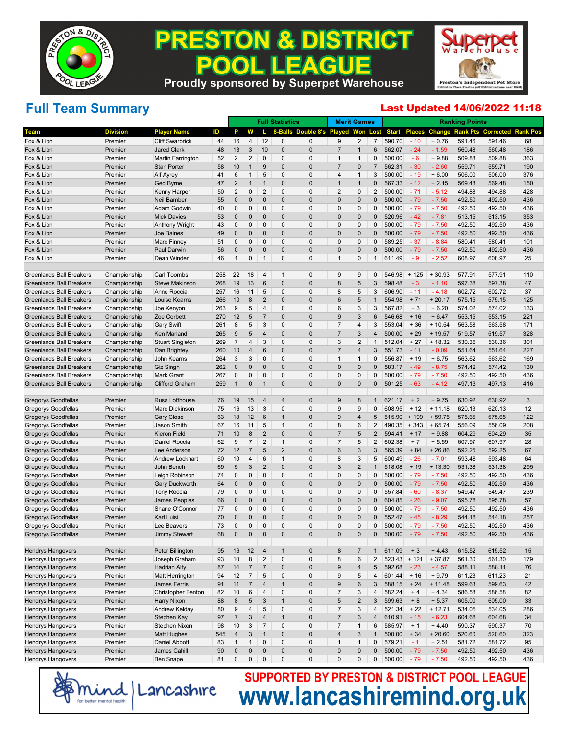# PRESTON & DISTRICT POOL LEAGUE

Proudly sponsored by Superpet Warehouse

Preston's Independent Pet Store

## Full Team Summary

**Last Updated 14/06/2022 11:18**

| | | | | Full Statistics | | | | | Merit Games | | | Ranking Points | | | | | |
|---|---|---|---|---|---|---|---|---|---|---|---|---|---|---|---|---|---|
| Team | Division | Player Name | ID | P | W | L | 8-Balls | Double 8's | Played | Won | Lost | Start | Places | Change | Rank Pts | Corrected | Rank Pos |
| Fox & Lion | Premier | Cliff Swarbrick | 44 | 16 | 4 | 12 | 0 | 0 | 9 | 2 | 7 | 590.70 | - 10 | + 0.76 | 591.46 | 591.46 | 68 |
| Fox & Lion | Premier | Jared Clark | 48 | 13 | 3 | 10 | 0 | 0 | 7 | 1 | 6 | 562.07 | - 24 | - 1.59 | 560.48 | 560.48 | 186 |
| Fox & Lion | Premier | Martin Farrington | 52 | 2 | 2 | 0 | 0 | 0 | 1 | 1 | 0 | 500.00 | - 6 | + 9.88 | 509.88 | 509.88 | 363 |
| Fox & Lion | Premier | Stan Porter | 58 | 10 | 1 | 9 | 0 | 0 | 7 | 0 | 7 | 562.31 | - 30 | - 2.60 | 559.71 | 559.71 | 190 |
| Fox & Lion | Premier | Alf Ayrey | 41 | 6 | 1 | 5 | 0 | 0 | 4 | 1 | 3 | 500.00 | - 19 | + 6.00 | 506.00 | 506.00 | 376 |
| Fox & Lion | Premier | Ged Byrne | 47 | 2 | 1 | 1 | 0 | 0 | 1 | 1 | 0 | 567.33 | - 12 | + 2.15 | 569.48 | 569.48 | 150 |
| Fox & Lion | Premier | Kenny Harper | 50 | 2 | 0 | 2 | 0 | 0 | 2 | 0 | 2 | 500.00 | - 71 | - 5.12 | 494.88 | 494.88 | 428 |
| Fox & Lion | Premier | Neil Bamber | 55 | 0 | 0 | 0 | 0 | 0 | 0 | 0 | 0 | 500.00 | - 79 | - 7.50 | 492.50 | 492.50 | 436 |
| Fox & Lion | Premier | Adam Godwin | 40 | 0 | 0 | 0 | 0 | 0 | 0 | 0 | 0 | 500.00 | - 79 | - 7.50 | 492.50 | 492.50 | 436 |
| Fox & Lion | Premier | Mick Davies | 53 | 0 | 0 | 0 | 0 | 0 | 0 | 0 | 0 | 520.96 | - 42 | - 7.81 | 513.15 | 513.15 | 353 |
| Fox & Lion | Premier | Anthony Wright | 43 | 0 | 0 | 0 | 0 | 0 | 0 | 0 | 0 | 500.00 | - 79 | - 7.50 | 492.50 | 492.50 | 436 |
| Fox & Lion | Premier | Joe Baines | 49 | 0 | 0 | 0 | 0 | 0 | 0 | 0 | 0 | 500.00 | - 79 | - 7.50 | 492.50 | 492.50 | 436 |
| Fox & Lion | Premier | Marc Finney | 51 | 0 | 0 | 0 | 0 | 0 | 0 | 0 | 0 | 589.25 | - 37 | - 8.84 | 580.41 | 580.41 | 101 |
| Fox & Lion | Premier | Paul Darwin | 56 | 0 | 0 | 0 | 0 | 0 | 0 | 0 | 0 | 500.00 | - 79 | - 7.50 | 492.50 | 492.50 | 436 |
| Fox & Lion | Premier | Dean Winder | 46 | 1 | 0 | 1 | 0 | 0 | 1 | 0 | 1 | 611.49 | - 9 | - 2.52 | 608.97 | 608.97 | 25 |
| | | | | | | | | | | | | | | | | | |
| Greenlands Ball Breakers | Championship | Carl Toombs | 258 | 22 | 18 | 4 | 1 | 0 | 9 | 9 | 0 | 546.98 | + 125 | + 30.93 | 577.91 | 577.91 | 110 |
| Greenlands Ball Breakers | Championship | Steve Makinson | 268 | 19 | 13 | 6 | 0 | 0 | 8 | 5 | 3 | 598.48 | - 3 | - 1.10 | 597.38 | 597.38 | 47 |
| Greenlands Ball Breakers | Championship | Anne Roccia | 257 | 16 | 11 | 5 | 0 | 0 | 8 | 5 | 3 | 606.90 | - 11 | - 4.18 | 602.72 | 602.72 | 37 |
| Greenlands Ball Breakers | Championship | Louise Kearns | 266 | 10 | 8 | 2 | 0 | 0 | 6 | 5 | 1 | 554.98 | + 71 | + 20.17 | 575.15 | 575.15 | 125 |
| Greenlands Ball Breakers | Championship | Joe Kenyon | 263 | 9 | 5 | 4 | 0 | 0 | 6 | 3 | 3 | 567.82 | + 3 | + 6.20 | 574.02 | 574.02 | 133 |
| Greenlands Ball Breakers | Championship | Zoe Corbett | 270 | 12 | 5 | 7 | 0 | 0 | 9 | 3 | 6 | 546.68 | + 16 | + 6.47 | 553.15 | 553.15 | 221 |
| Greenlands Ball Breakers | Championship | Gary Swift | 261 | 8 | 5 | 3 | 0 | 0 | 7 | 4 | 3 | 553.04 | + 36 | + 10.54 | 563.58 | 563.58 | 171 |
| Greenlands Ball Breakers | Championship | Ken Marland | 265 | 9 | 5 | 4 | 0 | 0 | 7 | 3 | 4 | 500.00 | + 29 | + 19.57 | 519.57 | 519.57 | 328 |
| Greenlands Ball Breakers | Championship | Stuart Singleton | 269 | 7 | 4 | 3 | 0 | 0 | 3 | 2 | 1 | 512.04 | + 27 | + 18.32 | 530.36 | 530.36 | 301 |
| Greenlands Ball Breakers | Championship | Dan Brightey | 260 | 10 | 4 | 6 | 0 | 0 | 7 | 4 | 3 | 551.73 | - 11 | - 0.09 | 551.64 | 551.64 | 227 |
| Greenlands Ball Breakers | Championship | John Kearns | 264 | 3 | 3 | 0 | 0 | 0 | 1 | 1 | 0 | 556.87 | + 19 | + 6.75 | 563.62 | 563.62 | 169 |
| Greenlands Ball Breakers | Championship | Giz Singh | 262 | 0 | 0 | 0 | 0 | 0 | 0 | 0 | 0 | 583.17 | - 49 | - 8.75 | 574.42 | 574.42 | 130 |
| Greenlands Ball Breakers | Championship | Mark Grant | 267 | 0 | 0 | 0 | 0 | 0 | 0 | 0 | 0 | 500.00 | - 79 | - 7.50 | 492.50 | 492.50 | 436 |
| Greenlands Ball Breakers | Championship | Clifford Graham | 259 | 1 | 0 | 1 | 0 | 0 | 0 | 0 | 0 | 501.25 | - 63 | - 4.12 | 497.13 | 497.13 | 416 |
| | | | | | | | | | | | | | | | | | |
| Gregorys Goodfellas | Premier | Russ Lofthouse | 76 | 19 | 15 | 4 | 4 | 0 | 9 | 8 | 1 | 621.17 | + 2 | + 9.75 | 630.92 | 630.92 | 3 |
| Gregorys Goodfellas | Premier | Marc Dickinson | 75 | 16 | 13 | 3 | 0 | 0 | 9 | 9 | 0 | 608.95 | + 12 | + 11.18 | 620.13 | 620.13 | 12 |
| Gregorys Goodfellas | Premier | Gary Close | 63 | 18 | 12 | 6 | 1 | 0 | 9 | 4 | 5 | 515.90 | + 199 | + 59.75 | 575.65 | 575.65 | 122 |
| Gregorys Goodfellas | Premier | Jason Smith | 67 | 16 | 11 | 5 | 1 | 0 | 8 | 6 | 2 | 490.35 | + 343 | + 65.74 | 556.09 | 556.09 | 208 |
| Gregorys Goodfellas | Premier | Kieron Field | 71 | 10 | 8 | 2 | 0 | 0 | 7 | 5 | 2 | 594.41 | + 17 | + 9.88 | 604.29 | 604.29 | 35 |
| Gregorys Goodfellas | Premier | Daniel Roccia | 62 | 9 | 7 | 2 | 1 | 0 | 7 | 5 | 2 | 602.38 | + 7 | + 5.59 | 607.97 | 607.97 | 28 |
| Gregorys Goodfellas | Premier | Lee Anderson | 72 | 12 | 7 | 5 | 2 | 0 | 6 | 3 | 3 | 565.39 | + 84 | + 26.86 | 592.25 | 592.25 | 67 |
| Gregorys Goodfellas | Premier | Andrew Lockhart | 60 | 10 | 4 | 6 | 1 | 0 | 8 | 3 | 5 | 600.49 | - 26 | - 7.01 | 593.48 | 593.48 | 64 |
| Gregorys Goodfellas | Premier | John Bench | 69 | 5 | 3 | 2 | 0 | 0 | 3 | 2 | 1 | 518.08 | + 19 | + 13.30 | 531.38 | 531.38 | 295 |
| Gregorys Goodfellas | Premier | Leigh Robinson | 74 | 0 | 0 | 0 | 0 | 0 | 0 | 0 | 0 | 500.00 | - 79 | - 7.50 | 492.50 | 492.50 | 436 |
| Gregorys Goodfellas | Premier | Gary Duckworth | 64 | 0 | 0 | 0 | 0 | 0 | 0 | 0 | 0 | 500.00 | - 79 | - 7.50 | 492.50 | 492.50 | 436 |
| Gregorys Goodfellas | Premier | Tony Roccia | 79 | 0 | 0 | 0 | 0 | 0 | 0 | 0 | 0 | 557.84 | - 60 | - 8.37 | 549.47 | 549.47 | 239 |
| Gregorys Goodfellas | Premier | James Peoples | 66 | 0 | 0 | 0 | 0 | 0 | 0 | 0 | 0 | 604.85 | - 26 | - 9.07 | 595.78 | 595.78 | 57 |
| Gregorys Goodfellas | Premier | Shane O'Connor | 77 | 0 | 0 | 0 | 0 | 0 | 0 | 0 | 0 | 500.00 | - 79 | - 7.50 | 492.50 | 492.50 | 436 |
| Gregorys Goodfellas | Premier | Karl Luisi | 70 | 0 | 0 | 0 | 0 | 0 | 0 | 0 | 0 | 552.47 | - 45 | - 8.29 | 544.18 | 544.18 | 257 |
| Gregorys Goodfellas | Premier | Lee Beavers | 73 | 0 | 0 | 0 | 0 | 0 | 0 | 0 | 0 | 500.00 | - 79 | - 7.50 | 492.50 | 492.50 | 436 |
| Gregorys Goodfellas | Premier | Jimmy Stewart | 68 | 0 | 0 | 0 | 0 | 0 | 0 | 0 | 0 | 500.00 | - 79 | - 7.50 | 492.50 | 492.50 | 436 |
| | | | | | | | | | | | | | | | | | |
| Hendrys Hangovers | Premier | Peter Billington | 95 | 16 | 12 | 4 | 1 | 0 | 8 | 7 | 1 | 611.09 | + 3 | + 4.43 | 615.52 | 615.52 | 15 |
| Hendrys Hangovers | Premier | Joseph Graham | 93 | 10 | 8 | 2 | 0 | 0 | 8 | 6 | 2 | 523.43 | + 121 | + 37.87 | 561.30 | 561.30 | 179 |
| Hendrys Hangovers | Premier | Hadrian Alty | 87 | 14 | 7 | 7 | 0 | 0 | 9 | 4 | 5 | 592.68 | - 23 | - 4.57 | 588.11 | 588.11 | 76 |
| Hendrys Hangovers | Premier | Matt Herrington | 94 | 12 | 7 | 5 | 0 | 0 | 9 | 5 | 4 | 601.44 | + 16 | + 9.79 | 611.23 | 611.23 | 21 |
| Hendrys Hangovers | Premier | James Ferris | 91 | 11 | 7 | 4 | 1 | 0 | 9 | 6 | 3 | 588.15 | + 24 | + 11.48 | 599.63 | 599.63 | 42 |
| Hendrys Hangovers | Premier | Christopher Fenton | 82 | 10 | 6 | 4 | 0 | 0 | 7 | 3 | 4 | 582.24 | + 4 | + 4.34 | 586.58 | 586.58 | 82 |
| Hendrys Hangovers | Premier | Harry Nixon | 88 | 8 | 5 | 3 | 1 | 0 | 5 | 2 | 3 | 599.63 | + 8 | + 5.37 | 605.00 | 605.00 | 33 |
| Hendrys Hangovers | Premier | Andrew Kelday | 80 | 9 | 4 | 5 | 0 | 0 | 7 | 3 | 4 | 521.34 | + 22 | + 12.71 | 534.05 | 534.05 | 286 |
| Hendrys Hangovers | Premier | Stephen Kay | 97 | 7 | 3 | 4 | 1 | 0 | 7 | 3 | 4 | 610.91 | - 15 | - 6.23 | 604.68 | 604.68 | 34 |
| Hendrys Hangovers | Premier | Stephen Nixon | 98 | 10 | 3 | 7 | 0 | 0 | 7 | 1 | 6 | 585.97 | + 1 | + 4.40 | 590.37 | 590.37 | 70 |
| Hendrys Hangovers | Premier | Matt Hughes | 545 | 4 | 3 | 1 | 0 | 0 | 4 | 3 | 1 | 500.00 | + 34 | + 20.60 | 520.60 | 520.60 | 323 |
| Hendrys Hangovers | Premier | Daniel Abbott | 83 | 1 | 1 | 0 | 0 | 0 | 1 | 1 | 0 | 579.21 | - 1 | + 2.51 | 581.72 | 581.72 | 95 |
| Hendrys Hangovers | Premier | James Cahill | 90 | 0 | 0 | 0 | 0 | 0 | 0 | 0 | 0 | 500.00 | - 79 | - 7.50 | 492.50 | 492.50 | 436 |
| Hendrys Hangovers | Premier | Ben Snape | 81 | 0 | 0 | 0 | 0 | 0 | 0 | 0 | 0 | 500.00 | - 79 | - 7.50 | 492.50 | 492.50 | 436 |

mind Lancashire – for better mental health

**SUPPORTED BY PRESTON & DISTRICT POOL LEAGUE**

**www.lancashiremind.org.uk**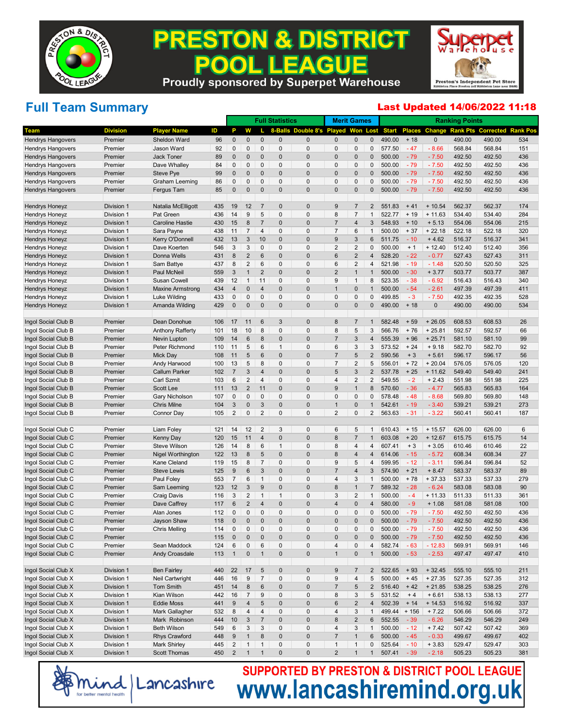# PRESTON & DISTRICT POOL LEAGUE

Proudly sponsored by Superpet Warehouse

Superpet Warehouse — Preston's Independent Pet Store

## Full Team Summary

**Last Updated 14/06/2022 11:18**

| | | | | Full Statistics | | | | | Merit Games | | | Ranking Points | | | | | |
|---|---|---|---|---|---|---|---|---|---|---|---|---|---|---|---|---|---|
| Team | Division | Player Name | ID | P | W | L | 8-Balls | Double 8's | Played | Won | Lost | Start | Places | Change | Rank Pts | Corrected | Rank Pos |
| Hendrys Hangovers | Premier | Sheldon Ward | 96 | 0 | 0 | 0 | 0 | 0 | 0 | 0 | 0 | 490.00 | + 18 | 0 | 490.00 | 490.00 | 534 |
| Hendrys Hangovers | Premier | Jason Ward | 92 | 0 | 0 | 0 | 0 | 0 | 0 | 0 | 0 | 577.50 | - 47 | - 8.66 | 568.84 | 568.84 | 151 |
| Hendrys Hangovers | Premier | Jack Toner | 89 | 0 | 0 | 0 | 0 | 0 | 0 | 0 | 0 | 500.00 | - 79 | - 7.50 | 492.50 | 492.50 | 436 |
| Hendrys Hangovers | Premier | Dave Whalley | 84 | 0 | 0 | 0 | 0 | 0 | 0 | 0 | 0 | 500.00 | - 79 | - 7.50 | 492.50 | 492.50 | 436 |
| Hendrys Hangovers | Premier | Steve Pye | 99 | 0 | 0 | 0 | 0 | 0 | 0 | 0 | 0 | 500.00 | - 79 | - 7.50 | 492.50 | 492.50 | 436 |
| Hendrys Hangovers | Premier | Graham Leeming | 86 | 0 | 0 | 0 | 0 | 0 | 0 | 0 | 0 | 500.00 | - 79 | - 7.50 | 492.50 | 492.50 | 436 |
| Hendrys Hangovers | Premier | Fergus Tam | 85 | 0 | 0 | 0 | 0 | 0 | 0 | 0 | 0 | 500.00 | - 79 | - 7.50 | 492.50 | 492.50 | 436 |
| | | | | | | | | | | | | | | | | | |
| Hendrys Honeyz | Division 1 | Natalia McElligott | 435 | 19 | 12 | 7 | 0 | 0 | 9 | 7 | 2 | 551.83 | + 41 | + 10.54 | 562.37 | 562.37 | 174 |
| Hendrys Honeyz | Division 1 | Pat Green | 436 | 14 | 9 | 5 | 0 | 0 | 8 | 7 | 1 | 522.77 | + 19 | + 11.63 | 534.40 | 534.40 | 284 |
| Hendrys Honeyz | Division 1 | Caroline Hastie | 430 | 15 | 8 | 7 | 0 | 0 | 7 | 4 | 3 | 548.93 | + 10 | + 5.13 | 554.06 | 554.06 | 215 |
| Hendrys Honeyz | Division 1 | Sara Payne | 438 | 11 | 7 | 4 | 0 | 0 | 7 | 6 | 1 | 500.00 | + 37 | + 22.18 | 522.18 | 522.18 | 320 |
| Hendrys Honeyz | Division 1 | Kerry O'Donnell | 432 | 13 | 3 | 10 | 0 | 0 | 9 | 3 | 6 | 511.75 | - 10 | + 4.62 | 516.37 | 516.37 | 341 |
| Hendrys Honeyz | Division 1 | Dave Koerten | 546 | 3 | 3 | 0 | 0 | 0 | 2 | 2 | 0 | 500.00 | + 1 | + 12.40 | 512.40 | 512.40 | 356 |
| Hendrys Honeyz | Division 1 | Donna Wells | 431 | 8 | 2 | 6 | 0 | 0 | 6 | 2 | 4 | 528.20 | - 22 | - 0.77 | 527.43 | 527.43 | 311 |
| Hendrys Honeyz | Division 1 | Sam Battye | 437 | 8 | 2 | 6 | 0 | 0 | 6 | 2 | 4 | 521.98 | - 19 | - 1.48 | 520.50 | 520.50 | 325 |
| Hendrys Honeyz | Division 1 | Paul McNeil | 559 | 3 | 1 | 2 | 0 | 0 | 2 | 1 | 1 | 500.00 | - 30 | + 3.77 | 503.77 | 503.77 | 387 |
| Hendrys Honeyz | Division 1 | Susan Cowell | 439 | 12 | 1 | 11 | 0 | 0 | 9 | 1 | 8 | 523.35 | - 38 | - 6.92 | 516.43 | 516.43 | 340 |
| Hendrys Honeyz | Division 1 | Maxine Armstrong | 434 | 4 | 0 | 4 | 0 | 0 | 1 | 0 | 1 | 500.00 | - 54 | - 2.61 | 497.39 | 497.39 | 411 |
| Hendrys Honeyz | Division 1 | Luke Wilding | 433 | 0 | 0 | 0 | 0 | 0 | 0 | 0 | 0 | 499.85 | - 3 | - 7.50 | 492.35 | 492.35 | 528 |
| Hendrys Honeyz | Division 1 | Amanda Wilding | 429 | 0 | 0 | 0 | 0 | 0 | 0 | 0 | 0 | 490.00 | + 18 | 0 | 490.00 | 490.00 | 534 |
| | | | | | | | | | | | | | | | | | |
| Ingol Social Club B | Premier | Dean Donohue | 106 | 17 | 11 | 6 | 3 | 0 | 8 | 7 | 1 | 582.48 | + 59 | + 26.05 | 608.53 | 608.53 | 26 |
| Ingol Social Club B | Premier | Anthony Rafferty | 101 | 18 | 10 | 8 | 0 | 0 | 8 | 5 | 3 | 566.76 | + 76 | + 25.81 | 592.57 | 592.57 | 66 |
| Ingol Social Club B | Premier | Nevin Lupton | 109 | 14 | 6 | 8 | 0 | 0 | 7 | 3 | 4 | 555.39 | + 96 | + 25.71 | 581.10 | 581.10 | 99 |
| Ingol Social Club B | Premier | Peter Richmond | 110 | 11 | 5 | 6 | 1 | 0 | 6 | 3 | 3 | 573.52 | + 24 | + 9.18 | 582.70 | 582.70 | 92 |
| Ingol Social Club B | Premier | Mick Day | 108 | 11 | 5 | 6 | 0 | 0 | 7 | 5 | 2 | 590.56 | + 3 | + 5.61 | 596.17 | 596.17 | 56 |
| Ingol Social Club B | Premier | Andy Harwood | 100 | 13 | 5 | 8 | 0 | 0 | 7 | 2 | 5 | 556.01 | + 72 | + 20.04 | 576.05 | 576.05 | 120 |
| Ingol Social Club B | Premier | Callum Parker | 102 | 7 | 3 | 4 | 0 | 0 | 5 | 3 | 2 | 537.78 | + 25 | + 11.62 | 549.40 | 549.40 | 241 |
| Ingol Social Club B | Premier | Carl Szmit | 103 | 6 | 2 | 4 | 0 | 0 | 4 | 2 | 2 | 549.55 | - 2 | + 2.43 | 551.98 | 551.98 | 225 |
| Ingol Social Club B | Premier | Scott Lee | 111 | 13 | 2 | 11 | 0 | 0 | 9 | 1 | 8 | 570.60 | - 36 | - 4.77 | 565.83 | 565.83 | 164 |
| Ingol Social Club B | Premier | Gary Nicholson | 107 | 0 | 0 | 0 | 0 | 0 | 0 | 0 | 0 | 578.48 | - 48 | - 8.68 | 569.80 | 569.80 | 148 |
| Ingol Social Club B | Premier | Chris Milne | 104 | 3 | 0 | 3 | 0 | 0 | 1 | 0 | 1 | 542.61 | - 19 | - 3.40 | 539.21 | 539.21 | 273 |
| Ingol Social Club B | Premier | Connor Day | 105 | 2 | 0 | 2 | 0 | 0 | 2 | 0 | 2 | 563.63 | - 31 | - 3.22 | 560.41 | 560.41 | 187 |
| | | | | | | | | | | | | | | | | | |
| Ingol Social Club C | Premier | Liam Foley | 121 | 14 | 12 | 2 | 3 | 0 | 6 | 5 | 1 | 610.43 | + 15 | + 15.57 | 626.00 | 626.00 | 6 |
| Ingol Social Club C | Premier | Kenny Day | 120 | 15 | 11 | 4 | 0 | 0 | 8 | 7 | 1 | 603.08 | + 20 | + 12.67 | 615.75 | 615.75 | 14 |
| Ingol Social Club C | Premier | Steve Wilson | 126 | 14 | 8 | 6 | 1 | 0 | 8 | 4 | 4 | 607.41 | + 3 | + 3.05 | 610.46 | 610.46 | 22 |
| Ingol Social Club C | Premier | Nigel Worthington | 122 | 13 | 8 | 5 | 0 | 0 | 8 | 4 | 4 | 614.06 | - 15 | - 5.72 | 608.34 | 608.34 | 27 |
| Ingol Social Club C | Premier | Kane Cleland | 119 | 15 | 8 | 7 | 0 | 0 | 9 | 5 | 4 | 599.95 | - 12 | - 3.11 | 596.84 | 596.84 | 52 |
| Ingol Social Club C | Premier | Steve Lewis | 125 | 9 | 6 | 3 | 0 | 0 | 7 | 4 | 3 | 574.90 | + 21 | + 8.47 | 583.37 | 583.37 | 89 |
| Ingol Social Club C | Premier | Paul Foley | 553 | 7 | 6 | 1 | 0 | 0 | 4 | 3 | 1 | 500.00 | + 78 | + 37.33 | 537.33 | 537.33 | 279 |
| Ingol Social Club C | Premier | Sam Leeming | 123 | 12 | 3 | 9 | 0 | 0 | 8 | 1 | 7 | 589.32 | - 28 | - 6.24 | 583.08 | 583.08 | 90 |
| Ingol Social Club C | Premier | Craig Davis | 116 | 3 | 2 | 1 | 1 | 0 | 3 | 2 | 1 | 500.00 | - 4 | + 11.33 | 511.33 | 511.33 | 361 |
| Ingol Social Club C | Premier | Dave Caffrey | 117 | 6 | 2 | 4 | 0 | 0 | 4 | 0 | 4 | 580.00 | - 9 | + 1.08 | 581.08 | 581.08 | 100 |
| Ingol Social Club C | Premier | Alan Jones | 112 | 0 | 0 | 0 | 0 | 0 | 0 | 0 | 0 | 500.00 | - 79 | - 7.50 | 492.50 | 492.50 | 436 |
| Ingol Social Club C | Premier | Jayson Shaw | 118 | 0 | 0 | 0 | 0 | 0 | 0 | 0 | 0 | 500.00 | - 79 | - 7.50 | 492.50 | 492.50 | 436 |
| Ingol Social Club C | Premier | Chris Melling | 114 | 0 | 0 | 0 | 0 | 0 | 0 | 0 | 0 | 500.00 | - 79 | - 7.50 | 492.50 | 492.50 | 436 |
| Ingol Social Club C | Premier | | 115 | 0 | 0 | 0 | 0 | 0 | 0 | 0 | 0 | 500.00 | - 79 | - 7.50 | 492.50 | 492.50 | 436 |
| Ingol Social Club C | Premier | Sean Maddock | 124 | 6 | 0 | 6 | 0 | 0 | 4 | 0 | 4 | 582.74 | - 63 | - 12.83 | 569.91 | 569.91 | 146 |
| Ingol Social Club C | Premier | Andy Croasdale | 113 | 1 | 0 | 1 | 0 | 0 | 1 | 0 | 1 | 500.00 | - 53 | - 2.53 | 497.47 | 497.47 | 410 |
| | | | | | | | | | | | | | | | | | |
| Ingol Social Club X | Division 1 | Ben Fairley | 440 | 22 | 17 | 5 | 0 | 0 | 9 | 7 | 2 | 522.65 | + 93 | + 32.45 | 555.10 | 555.10 | 211 |
| Ingol Social Club X | Division 1 | Neil Cartwright | 446 | 16 | 9 | 7 | 0 | 0 | 9 | 4 | 5 | 500.00 | + 45 | + 27.35 | 527.35 | 527.35 | 312 |
| Ingol Social Club X | Division 1 | Tom Smith | 451 | 14 | 8 | 6 | 0 | 0 | 7 | 5 | 2 | 516.40 | + 42 | + 21.85 | 538.25 | 538.25 | 276 |
| Ingol Social Club X | Division 1 | Kian Wilson | 442 | 16 | 7 | 9 | 0 | 0 | 8 | 3 | 5 | 531.52 | + 4 | + 6.61 | 538.13 | 538.13 | 277 |
| Ingol Social Club X | Division 1 | Eddie Moss | 441 | 9 | 4 | 5 | 0 | 0 | 6 | 2 | 4 | 502.39 | + 14 | + 14.53 | 516.92 | 516.92 | 337 |
| Ingol Social Club X | Division 1 | Mark Gallagher | 532 | 8 | 4 | 4 | 0 | 0 | 4 | 3 | 1 | 499.44 | + 156 | + 7.22 | 506.66 | 506.66 | 372 |
| Ingol Social Club X | Division 1 | Mark Robinson | 444 | 10 | 3 | 7 | 0 | 0 | 8 | 2 | 6 | 552.55 | - 39 | - 6.26 | 546.29 | 546.29 | 249 |
| Ingol Social Club X | Division 1 | Beth Wilson | 549 | 6 | 3 | 3 | 0 | 0 | 4 | 3 | 1 | 500.00 | - 12 | + 7.42 | 507.42 | 507.42 | 369 |
| Ingol Social Club X | Division 1 | Rhys Crawford | 448 | 9 | 1 | 8 | 0 | 0 | 7 | 1 | 6 | 500.00 | - 45 | - 0.33 | 499.67 | 499.67 | 402 |
| Ingol Social Club X | Division 1 | Mark Shirley | 445 | 2 | 1 | 1 | 0 | 0 | 1 | 1 | 0 | 525.64 | - 10 | + 3.83 | 529.47 | 529.47 | 303 |
| Ingol Social Club X | Division 1 | Scott Thomas | 450 | 2 | 1 | 1 | 0 | 0 | 2 | 1 | 1 | 507.41 | - 39 | - 2.18 | 505.23 | 505.23 | 381 |

mind | Lancashire — for better mental health

**SUPPORTED BY PRESTON & DISTRICT POOL LEAGUE**

**www.lancashiremind.org.uk**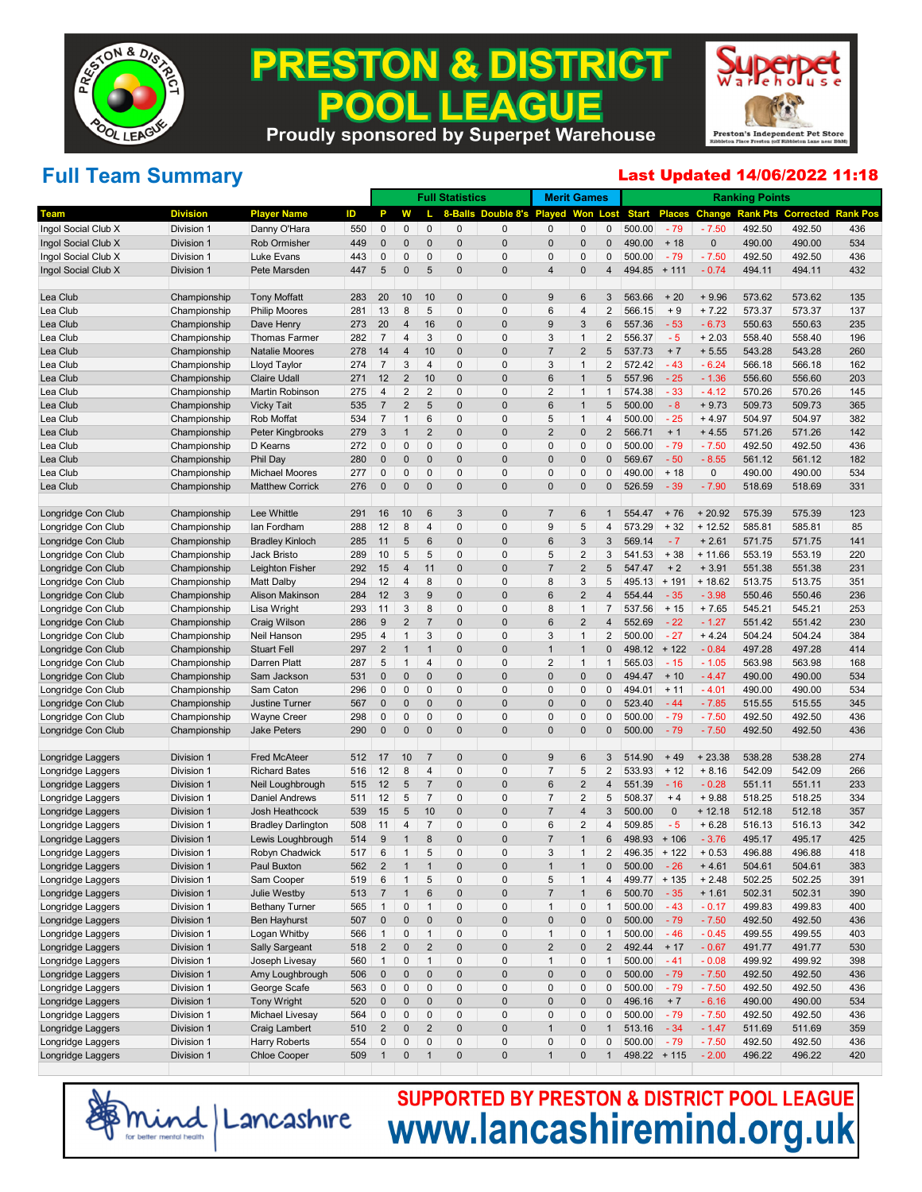# PRESTON & DISTRICT POOL LEAGUE

Proudly sponsored by Superpet Warehouse

## Full Team Summary

**Last Updated 14/06/2022 11:18**

| | | | | Full Statistics | | | | | Merit Games | | | Ranking Points | | | | | |
|---|---|---|---|---|---|---|---|---|---|---|---|---|---|---|---|---|---|
| Team | Division | Player Name | ID | P | W | L | 8-Balls | Double 8's | Played | Won | Lost | Start | Places | Change | Rank Pts | Corrected | Rank Pos |
| Ingol Social Club X | Division 1 | Danny O'Hara | 550 | 0 | 0 | 0 | 0 | 0 | 0 | 0 | 0 | 500.00 | - 79 | - 7.50 | 492.50 | 492.50 | 436 |
| Ingol Social Club X | Division 1 | Rob Ormisher | 449 | 0 | 0 | 0 | 0 | 0 | 0 | 0 | 0 | 490.00 | + 18 | 0 | 490.00 | 490.00 | 534 |
| Ingol Social Club X | Division 1 | Luke Evans | 443 | 0 | 0 | 0 | 0 | 0 | 0 | 0 | 0 | 500.00 | - 79 | - 7.50 | 492.50 | 492.50 | 436 |
| Ingol Social Club X | Division 1 | Pete Marsden | 447 | 5 | 0 | 5 | 0 | 0 | 4 | 0 | 4 | 494.85 | + 111 | - 0.74 | 494.11 | 494.11 | 432 |
| | | | | | | | | | | | | | | | | | |
| Lea Club | Championship | Tony Moffatt | 283 | 20 | 10 | 10 | 0 | 0 | 9 | 6 | 3 | 563.66 | + 20 | + 9.96 | 573.62 | 573.62 | 135 |
| Lea Club | Championship | Philip Moores | 281 | 13 | 8 | 5 | 0 | 0 | 6 | 4 | 2 | 566.15 | + 9 | + 7.22 | 573.37 | 573.37 | 137 |
| Lea Club | Championship | Dave Henry | 273 | 20 | 4 | 16 | 0 | 0 | 9 | 3 | 6 | 557.36 | - 53 | - 6.73 | 550.63 | 550.63 | 235 |
| Lea Club | Championship | Thomas Farmer | 282 | 7 | 4 | 3 | 0 | 0 | 3 | 1 | 2 | 556.37 | - 5 | + 2.03 | 558.40 | 558.40 | 196 |
| Lea Club | Championship | Natalie Moores | 278 | 14 | 4 | 10 | 0 | 0 | 7 | 2 | 5 | 537.73 | + 7 | + 5.55 | 543.28 | 543.28 | 260 |
| Lea Club | Championship | Lloyd Taylor | 274 | 7 | 3 | 4 | 0 | 0 | 3 | 1 | 2 | 572.42 | - 43 | - 6.24 | 566.18 | 566.18 | 162 |
| Lea Club | Championship | Claire Udall | 271 | 12 | 2 | 10 | 0 | 0 | 6 | 1 | 5 | 557.96 | - 25 | - 1.36 | 556.60 | 556.60 | 203 |
| Lea Club | Championship | Martin Robinson | 275 | 4 | 2 | 2 | 0 | 0 | 2 | 1 | 1 | 574.38 | - 33 | - 4.12 | 570.26 | 570.26 | 145 |
| Lea Club | Championship | Vicky Tait | 535 | 7 | 2 | 5 | 0 | 0 | 6 | 1 | 5 | 500.00 | - 8 | + 9.73 | 509.73 | 509.73 | 365 |
| Lea Club | Championship | Rob Moffat | 534 | 7 | 1 | 6 | 0 | 0 | 5 | 1 | 4 | 500.00 | - 25 | + 4.97 | 504.97 | 504.97 | 382 |
| Lea Club | Championship | Peter Kingbrooks | 279 | 3 | 1 | 2 | 0 | 0 | 2 | 0 | 2 | 566.71 | + 1 | + 4.55 | 571.26 | 571.26 | 142 |
| Lea Club | Championship | D Kearns | 272 | 0 | 0 | 0 | 0 | 0 | 0 | 0 | 0 | 500.00 | - 79 | - 7.50 | 492.50 | 492.50 | 436 |
| Lea Club | Championship | Phil Day | 280 | 0 | 0 | 0 | 0 | 0 | 0 | 0 | 0 | 569.67 | - 50 | - 8.55 | 561.12 | 561.12 | 182 |
| Lea Club | Championship | Michael Moores | 277 | 0 | 0 | 0 | 0 | 0 | 0 | 0 | 0 | 490.00 | + 18 | 0 | 490.00 | 490.00 | 534 |
| Lea Club | Championship | Matthew Corrick | 276 | 0 | 0 | 0 | 0 | 0 | 0 | 0 | 0 | 526.59 | - 39 | - 7.90 | 518.69 | 518.69 | 331 |
| | | | | | | | | | | | | | | | | | |
| Longridge Con Club | Championship | Lee Whittle | 291 | 16 | 10 | 6 | 3 | 0 | 7 | 6 | 1 | 554.47 | + 76 | + 20.92 | 575.39 | 575.39 | 123 |
| Longridge Con Club | Championship | Ian Fordham | 288 | 12 | 8 | 4 | 0 | 0 | 9 | 5 | 4 | 573.29 | + 32 | + 12.52 | 585.81 | 585.81 | 85 |
| Longridge Con Club | Championship | Bradley Kinloch | 285 | 11 | 5 | 6 | 0 | 0 | 6 | 3 | 3 | 569.14 | - 7 | + 2.61 | 571.75 | 571.75 | 141 |
| Longridge Con Club | Championship | Jack Bristo | 289 | 10 | 5 | 5 | 0 | 0 | 5 | 2 | 3 | 541.53 | + 38 | + 11.66 | 553.19 | 553.19 | 220 |
| Longridge Con Club | Championship | Leighton Fisher | 292 | 15 | 4 | 11 | 0 | 0 | 7 | 2 | 5 | 547.47 | + 2 | + 3.91 | 551.38 | 551.38 | 231 |
| Longridge Con Club | Championship | Matt Dalby | 294 | 12 | 4 | 8 | 0 | 0 | 8 | 3 | 5 | 495.13 | + 191 | + 18.62 | 513.75 | 513.75 | 351 |
| Longridge Con Club | Championship | Alison Makinson | 284 | 12 | 3 | 9 | 0 | 0 | 6 | 2 | 4 | 554.44 | - 35 | - 3.98 | 550.46 | 550.46 | 236 |
| Longridge Con Club | Championship | Lisa Wright | 293 | 11 | 3 | 8 | 0 | 0 | 8 | 1 | 7 | 537.56 | + 15 | + 7.65 | 545.21 | 545.21 | 253 |
| Longridge Con Club | Championship | Craig Wilson | 286 | 9 | 2 | 7 | 0 | 0 | 6 | 2 | 4 | 552.69 | - 22 | - 1.27 | 551.42 | 551.42 | 230 |
| Longridge Con Club | Championship | Neil Hanson | 295 | 4 | 1 | 3 | 0 | 0 | 3 | 1 | 2 | 500.00 | - 27 | + 4.24 | 504.24 | 504.24 | 384 |
| Longridge Con Club | Championship | Stuart Fell | 297 | 2 | 1 | 1 | 0 | 0 | 1 | 1 | 0 | 498.12 | + 122 | - 0.84 | 497.28 | 497.28 | 414 |
| Longridge Con Club | Championship | Darren Platt | 287 | 5 | 1 | 4 | 0 | 0 | 2 | 1 | 1 | 565.03 | - 15 | - 1.05 | 563.98 | 563.98 | 168 |
| Longridge Con Club | Championship | Sam Jackson | 531 | 0 | 0 | 0 | 0 | 0 | 0 | 0 | 0 | 494.47 | + 10 | - 4.47 | 490.00 | 490.00 | 534 |
| Longridge Con Club | Championship | Sam Caton | 296 | 0 | 0 | 0 | 0 | 0 | 0 | 0 | 0 | 494.01 | + 11 | - 4.01 | 490.00 | 490.00 | 534 |
| Longridge Con Club | Championship | Justine Turner | 567 | 0 | 0 | 0 | 0 | 0 | 0 | 0 | 0 | 523.40 | - 44 | - 7.85 | 515.55 | 515.55 | 345 |
| Longridge Con Club | Championship | Wayne Creer | 298 | 0 | 0 | 0 | 0 | 0 | 0 | 0 | 0 | 500.00 | - 79 | - 7.50 | 492.50 | 492.50 | 436 |
| Longridge Con Club | Championship | Jake Peters | 290 | 0 | 0 | 0 | 0 | 0 | 0 | 0 | 0 | 500.00 | - 79 | - 7.50 | 492.50 | 492.50 | 436 |
| | | | | | | | | | | | | | | | | | |
| Longridge Laggers | Division 1 | Fred McAteer | 512 | 17 | 10 | 7 | 0 | 0 | 9 | 6 | 3 | 514.90 | + 49 | + 23.38 | 538.28 | 538.28 | 274 |
| Longridge Laggers | Division 1 | Richard Bates | 516 | 12 | 8 | 4 | 0 | 0 | 7 | 5 | 2 | 533.93 | + 12 | + 8.16 | 542.09 | 542.09 | 266 |
| Longridge Laggers | Division 1 | Neil Loughbrough | 515 | 12 | 5 | 7 | 0 | 0 | 6 | 2 | 4 | 551.39 | - 16 | - 0.28 | 551.11 | 551.11 | 233 |
| Longridge Laggers | Division 1 | Daniel Andrews | 511 | 12 | 5 | 7 | 0 | 0 | 7 | 2 | 5 | 508.37 | + 4 | + 9.88 | 518.25 | 518.25 | 334 |
| Longridge Laggers | Division 1 | Josh Heathcock | 539 | 15 | 5 | 10 | 0 | 0 | 7 | 4 | 3 | 500.00 | 0 | + 12.18 | 512.18 | 512.18 | 357 |
| Longridge Laggers | Division 1 | Bradley Darlington | 508 | 11 | 4 | 7 | 0 | 0 | 6 | 2 | 4 | 509.85 | - 5 | + 6.28 | 516.13 | 516.13 | 342 |
| Longridge Laggers | Division 1 | Lewis Loughbrough | 514 | 9 | 1 | 8 | 0 | 0 | 7 | 1 | 6 | 498.93 | + 106 | - 3.76 | 495.17 | 495.17 | 425 |
| Longridge Laggers | Division 1 | Robyn Chadwick | 517 | 6 | 1 | 5 | 0 | 0 | 3 | 1 | 2 | 496.35 | + 122 | + 0.53 | 496.88 | 496.88 | 418 |
| Longridge Laggers | Division 1 | Paul Buxton | 562 | 2 | 1 | 1 | 0 | 0 | 1 | 1 | 0 | 500.00 | - 26 | + 4.61 | 504.61 | 504.61 | 383 |
| Longridge Laggers | Division 1 | Sam Cooper | 519 | 6 | 1 | 5 | 0 | 0 | 5 | 1 | 4 | 499.77 | + 135 | + 2.48 | 502.25 | 502.25 | 391 |
| Longridge Laggers | Division 1 | Julie Westby | 513 | 7 | 1 | 6 | 0 | 0 | 7 | 1 | 6 | 500.70 | - 35 | + 1.61 | 502.31 | 502.31 | 390 |
| Longridge Laggers | Division 1 | Bethany Turner | 565 | 1 | 0 | 1 | 0 | 0 | 1 | 0 | 1 | 500.00 | - 43 | - 0.17 | 499.83 | 499.83 | 400 |
| Longridge Laggers | Division 1 | Ben Hayhurst | 507 | 0 | 0 | 0 | 0 | 0 | 0 | 0 | 0 | 500.00 | - 79 | - 7.50 | 492.50 | 492.50 | 436 |
| Longridge Laggers | Division 1 | Logan Whitby | 566 | 1 | 0 | 1 | 0 | 0 | 1 | 0 | 1 | 500.00 | - 46 | - 0.45 | 499.55 | 499.55 | 403 |
| Longridge Laggers | Division 1 | Sally Sargeant | 518 | 2 | 0 | 2 | 0 | 0 | 2 | 0 | 2 | 492.44 | + 17 | - 0.67 | 491.77 | 491.77 | 530 |
| Longridge Laggers | Division 1 | Joseph Livesay | 560 | 1 | 0 | 1 | 0 | 0 | 1 | 0 | 1 | 500.00 | - 41 | - 0.08 | 499.92 | 499.92 | 398 |
| Longridge Laggers | Division 1 | Amy Loughbrough | 506 | 0 | 0 | 0 | 0 | 0 | 0 | 0 | 0 | 500.00 | - 79 | - 7.50 | 492.50 | 492.50 | 436 |
| Longridge Laggers | Division 1 | George Scafe | 563 | 0 | 0 | 0 | 0 | 0 | 0 | 0 | 0 | 500.00 | - 79 | - 7.50 | 492.50 | 492.50 | 436 |
| Longridge Laggers | Division 1 | Tony Wright | 520 | 0 | 0 | 0 | 0 | 0 | 0 | 0 | 0 | 496.16 | + 7 | - 6.16 | 490.00 | 490.00 | 534 |
| Longridge Laggers | Division 1 | Michael Livesay | 564 | 0 | 0 | 0 | 0 | 0 | 0 | 0 | 0 | 500.00 | - 79 | - 7.50 | 492.50 | 492.50 | 436 |
| Longridge Laggers | Division 1 | Craig Lambert | 510 | 2 | 0 | 2 | 0 | 0 | 1 | 0 | 1 | 513.16 | - 34 | - 1.47 | 511.69 | 511.69 | 359 |
| Longridge Laggers | Division 1 | Harry Roberts | 554 | 0 | 0 | 0 | 0 | 0 | 0 | 0 | 0 | 500.00 | - 79 | - 7.50 | 492.50 | 492.50 | 436 |
| Longridge Laggers | Division 1 | Chloe Cooper | 509 | 1 | 0 | 1 | 0 | 0 | 1 | 0 | 1 | 498.22 | + 115 | - 2.00 | 496.22 | 496.22 | 420 |

mind | Lancashire — for better mental health

**SUPPORTED BY PRESTON & DISTRICT POOL LEAGUE**

**www.lancashiremind.org.uk**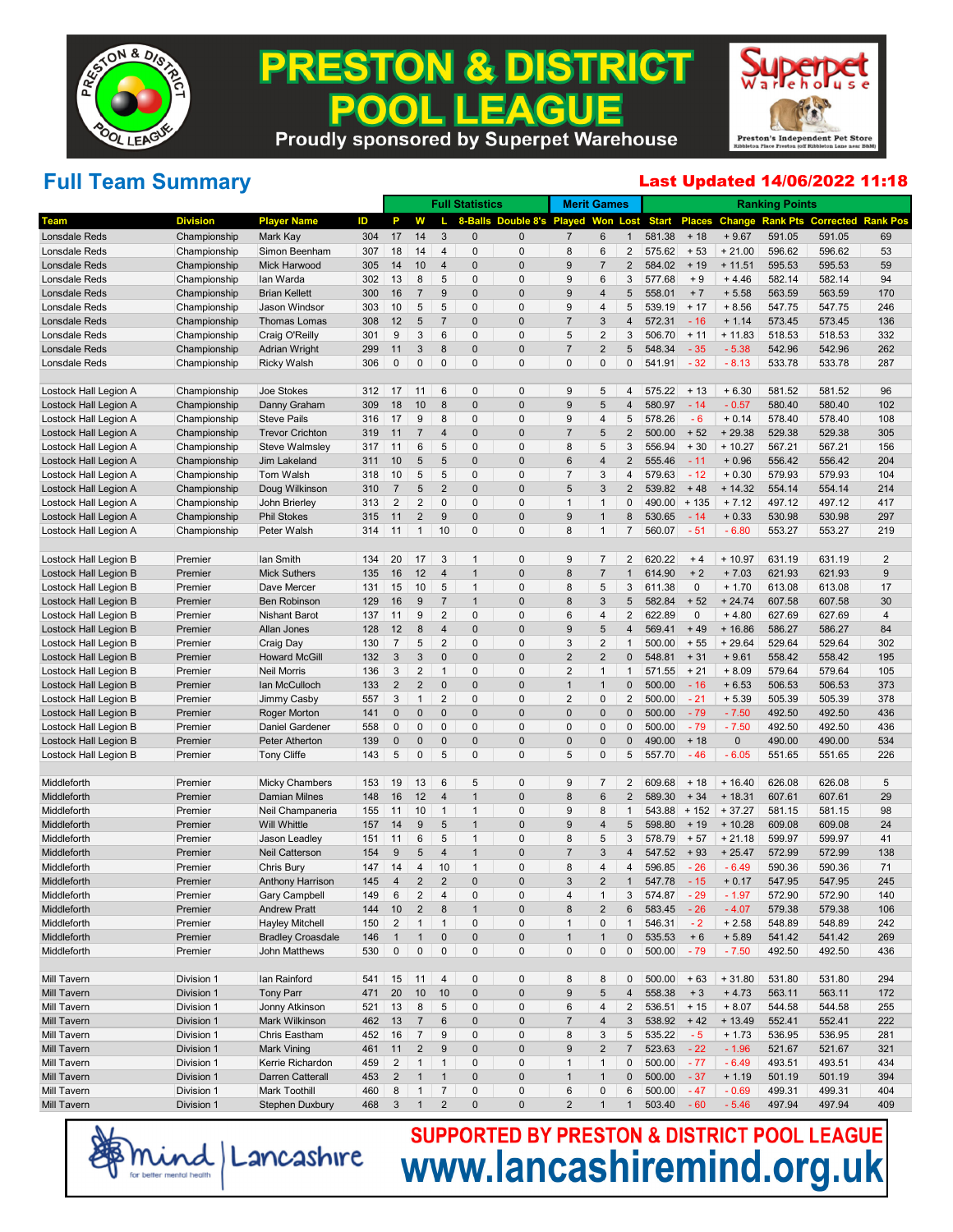# PRESTON & DISTRICT POOL LEAGUE

Proudly sponsored by Superpet Warehouse

Superpet Warehouse — Preston's Independent Pet Store — Kibbleton Place Preston (off Ribbleton Lane near B&M)

## Full Team Summary

**Last Updated 14/06/2022 11:18**

| | | | | Full Statistics | | | | | | Merit Games | | | Ranking Points | | | | | |
|---|---|---|---|---|---|---|---|---|---|---|---|---|---|---|---|---|---|---|
| Team | Division | Player Name | ID | P | W | L | 8-Balls | Double 8's | Played | Won | Lost | Start | Places | Change | Rank Pts | Corrected | Rank Pos |
| Lonsdale Reds | Championship | Mark Kay | 304 | 17 | 14 | 3 | 0 | 0 | 7 | 6 | 1 | 581.38 | + 18 | + 9.67 | 591.05 | 591.05 | 69 |
| Lonsdale Reds | Championship | Simon Beenham | 307 | 18 | 14 | 4 | 0 | 0 | 8 | 6 | 2 | 575.62 | + 53 | + 21.00 | 596.62 | 596.62 | 53 |
| Lonsdale Reds | Championship | Mick Harwood | 305 | 14 | 10 | 4 | 0 | 0 | 9 | 7 | 2 | 584.02 | + 19 | + 11.51 | 595.53 | 595.53 | 59 |
| Lonsdale Reds | Championship | Ian Warda | 302 | 13 | 8 | 5 | 0 | 0 | 9 | 6 | 3 | 577.68 | + 9 | + 4.46 | 582.14 | 582.14 | 94 |
| Lonsdale Reds | Championship | Brian Kellett | 300 | 16 | 7 | 9 | 0 | 0 | 9 | 4 | 5 | 558.01 | + 7 | + 5.58 | 563.59 | 563.59 | 170 |
| Lonsdale Reds | Championship | Jason Windsor | 303 | 10 | 5 | 5 | 0 | 0 | 9 | 4 | 5 | 539.19 | + 17 | + 8.56 | 547.75 | 547.75 | 246 |
| Lonsdale Reds | Championship | Thomas Lomas | 308 | 12 | 5 | 7 | 0 | 0 | 7 | 3 | 4 | 572.31 | - 16 | + 1.14 | 573.45 | 573.45 | 136 |
| Lonsdale Reds | Championship | Craig O'Reilly | 301 | 9 | 3 | 6 | 0 | 0 | 5 | 2 | 3 | 506.70 | + 11 | + 11.83 | 518.53 | 518.53 | 332 |
| Lonsdale Reds | Championship | Adrian Wright | 299 | 11 | 3 | 8 | 0 | 0 | 7 | 2 | 5 | 548.34 | - 35 | - 5.38 | 542.96 | 542.96 | 262 |
| Lonsdale Reds | Championship | Ricky Walsh | 306 | 0 | 0 | 0 | 0 | 0 | 0 | 0 | 0 | 541.91 | - 32 | - 8.13 | 533.78 | 533.78 | 287 |
| | | | | | | | | | | | | | | | | | |
| Lostock Hall Legion A | Championship | Joe Stokes | 312 | 17 | 11 | 6 | 0 | 0 | 9 | 5 | 4 | 575.22 | + 13 | + 6.30 | 581.52 | 581.52 | 96 |
| Lostock Hall Legion A | Championship | Danny Graham | 309 | 18 | 10 | 8 | 0 | 0 | 9 | 5 | 4 | 580.97 | - 14 | - 0.57 | 580.40 | 580.40 | 102 |
| Lostock Hall Legion A | Championship | Steve Pails | 316 | 17 | 9 | 8 | 0 | 0 | 9 | 4 | 5 | 578.26 | - 6 | + 0.14 | 578.40 | 578.40 | 108 |
| Lostock Hall Legion A | Championship | Trevor Crichton | 319 | 11 | 7 | 4 | 0 | 0 | 7 | 5 | 2 | 500.00 | + 52 | + 29.38 | 529.38 | 529.38 | 305 |
| Lostock Hall Legion A | Championship | Steve Walmsley | 317 | 11 | 6 | 5 | 0 | 0 | 8 | 5 | 3 | 556.94 | + 30 | + 10.27 | 567.21 | 567.21 | 156 |
| Lostock Hall Legion A | Championship | Jim Lakeland | 311 | 10 | 5 | 5 | 0 | 0 | 6 | 4 | 2 | 555.46 | - 11 | + 0.96 | 556.42 | 556.42 | 204 |
| Lostock Hall Legion A | Championship | Tom Walsh | 318 | 10 | 5 | 5 | 0 | 0 | 7 | 3 | 4 | 579.63 | - 12 | + 0.30 | 579.93 | 579.93 | 104 |
| Lostock Hall Legion A | Championship | Doug Wilkinson | 310 | 7 | 5 | 2 | 0 | 0 | 5 | 3 | 2 | 539.82 | + 48 | + 14.32 | 554.14 | 554.14 | 214 |
| Lostock Hall Legion A | Championship | John Brierley | 313 | 2 | 2 | 0 | 0 | 0 | 1 | 1 | 0 | 490.00 | + 135 | + 7.12 | 497.12 | 497.12 | 417 |
| Lostock Hall Legion A | Championship | Phil Stokes | 315 | 11 | 2 | 9 | 0 | 0 | 9 | 1 | 8 | 530.65 | - 14 | + 0.33 | 530.98 | 530.98 | 297 |
| Lostock Hall Legion A | Championship | Peter Walsh | 314 | 11 | 1 | 10 | 0 | 0 | 8 | 1 | 7 | 560.07 | - 51 | - 6.80 | 553.27 | 553.27 | 219 |
| | | | | | | | | | | | | | | | | | |
| Lostock Hall Legion B | Premier | Ian Smith | 134 | 20 | 17 | 3 | 1 | 0 | 9 | 7 | 2 | 620.22 | + 4 | + 10.97 | 631.19 | 631.19 | 2 |
| Lostock Hall Legion B | Premier | Mick Suthers | 135 | 16 | 12 | 4 | 1 | 0 | 8 | 7 | 1 | 614.90 | + 2 | + 7.03 | 621.93 | 621.93 | 9 |
| Lostock Hall Legion B | Premier | Dave Mercer | 131 | 15 | 10 | 5 | 1 | 0 | 8 | 5 | 3 | 611.38 | 0 | + 1.70 | 613.08 | 613.08 | 17 |
| Lostock Hall Legion B | Premier | Ben Robinson | 129 | 16 | 9 | 7 | 1 | 0 | 8 | 3 | 5 | 582.84 | + 52 | + 24.74 | 607.58 | 607.58 | 30 |
| Lostock Hall Legion B | Premier | Nishant Barot | 137 | 11 | 9 | 2 | 0 | 0 | 6 | 4 | 2 | 622.89 | 0 | + 4.80 | 627.69 | 627.69 | 4 |
| Lostock Hall Legion B | Premier | Allan Jones | 128 | 12 | 8 | 4 | 0 | 0 | 9 | 5 | 4 | 569.41 | + 49 | + 16.86 | 586.27 | 586.27 | 84 |
| Lostock Hall Legion B | Premier | Craig Day | 130 | 7 | 5 | 2 | 0 | 0 | 3 | 2 | 1 | 500.00 | + 55 | + 29.64 | 529.64 | 529.64 | 302 |
| Lostock Hall Legion B | Premier | Howard McGill | 132 | 3 | 3 | 0 | 0 | 0 | 2 | 2 | 0 | 548.81 | + 31 | + 9.61 | 558.42 | 558.42 | 195 |
| Lostock Hall Legion B | Premier | Neil Morris | 136 | 3 | 2 | 1 | 0 | 0 | 2 | 1 | 1 | 571.55 | + 21 | + 8.09 | 579.64 | 579.64 | 105 |
| Lostock Hall Legion B | Premier | Ian McCulloch | 133 | 2 | 2 | 0 | 0 | 0 | 1 | 1 | 0 | 500.00 | - 16 | + 6.53 | 506.53 | 506.53 | 373 |
| Lostock Hall Legion B | Premier | Jimmy Casby | 557 | 3 | 1 | 2 | 0 | 0 | 2 | 0 | 2 | 500.00 | - 21 | + 5.39 | 505.39 | 505.39 | 378 |
| Lostock Hall Legion B | Premier | Roger Morton | 141 | 0 | 0 | 0 | 0 | 0 | 0 | 0 | 0 | 500.00 | - 79 | - 7.50 | 492.50 | 492.50 | 436 |
| Lostock Hall Legion B | Premier | Daniel Gardener | 558 | 0 | 0 | 0 | 0 | 0 | 0 | 0 | 0 | 500.00 | - 79 | - 7.50 | 492.50 | 492.50 | 436 |
| Lostock Hall Legion B | Premier | Peter Atherton | 139 | 0 | 0 | 0 | 0 | 0 | 0 | 0 | 0 | 490.00 | + 18 | 0 | 490.00 | 490.00 | 534 |
| Lostock Hall Legion B | Premier | Tony Cliffe | 143 | 5 | 0 | 5 | 0 | 0 | 5 | 0 | 5 | 557.70 | - 46 | - 6.05 | 551.65 | 551.65 | 226 |
| | | | | | | | | | | | | | | | | | |
| Middleforth | Premier | Micky Chambers | 153 | 19 | 13 | 6 | 5 | 0 | 9 | 7 | 2 | 609.68 | + 18 | + 16.40 | 626.08 | 626.08 | 5 |
| Middleforth | Premier | Damian Milnes | 148 | 16 | 12 | 4 | 1 | 0 | 8 | 6 | 2 | 589.30 | + 34 | + 18.31 | 607.61 | 607.61 | 29 |
| Middleforth | Premier | Neil Champaneria | 155 | 11 | 10 | 1 | 1 | 0 | 9 | 8 | 1 | 543.88 | + 152 | + 37.27 | 581.15 | 581.15 | 98 |
| Middleforth | Premier | Will Whittle | 157 | 14 | 9 | 5 | 1 | 0 | 9 | 4 | 5 | 598.80 | + 19 | + 10.28 | 609.08 | 609.08 | 24 |
| Middleforth | Premier | Jason Leadley | 151 | 11 | 6 | 5 | 1 | 0 | 8 | 5 | 3 | 578.79 | + 57 | + 21.18 | 599.97 | 599.97 | 41 |
| Middleforth | Premier | Neil Catterson | 154 | 9 | 5 | 4 | 1 | 0 | 7 | 3 | 4 | 547.52 | + 93 | + 25.47 | 572.99 | 572.99 | 138 |
| Middleforth | Premier | Chris Bury | 147 | 14 | 4 | 10 | 1 | 0 | 8 | 4 | 4 | 596.85 | - 26 | - 6.49 | 590.36 | 590.36 | 71 |
| Middleforth | Premier | Anthony Harrison | 145 | 4 | 2 | 2 | 0 | 0 | 3 | 2 | 1 | 547.78 | - 15 | + 0.17 | 547.95 | 547.95 | 245 |
| Middleforth | Premier | Gary Campbell | 149 | 6 | 2 | 4 | 0 | 0 | 4 | 1 | 3 | 574.87 | - 29 | - 1.97 | 572.90 | 572.90 | 140 |
| Middleforth | Premier | Andrew Pratt | 144 | 10 | 2 | 8 | 1 | 0 | 8 | 2 | 6 | 583.45 | - 26 | - 4.07 | 579.38 | 579.38 | 106 |
| Middleforth | Premier | Hayley Mitchell | 150 | 2 | 1 | 1 | 0 | 0 | 1 | 0 | 1 | 546.31 | - 2 | + 2.58 | 548.89 | 548.89 | 242 |
| Middleforth | Premier | Bradley Croasdale | 146 | 1 | 1 | 0 | 0 | 0 | 1 | 1 | 0 | 535.53 | + 6 | + 5.89 | 541.42 | 541.42 | 269 |
| Middleforth | Premier | John Matthews | 530 | 0 | 0 | 0 | 0 | 0 | 0 | 0 | 0 | 500.00 | - 79 | - 7.50 | 492.50 | 492.50 | 436 |
| | | | | | | | | | | | | | | | | | |
| Mill Tavern | Division 1 | Ian Rainford | 541 | 15 | 11 | 4 | 0 | 0 | 8 | 8 | 0 | 500.00 | + 63 | + 31.80 | 531.80 | 531.80 | 294 |
| Mill Tavern | Division 1 | Tony Parr | 471 | 20 | 10 | 10 | 0 | 0 | 9 | 5 | 4 | 558.38 | + 3 | + 4.73 | 563.11 | 563.11 | 172 |
| Mill Tavern | Division 1 | Jonny Atkinson | 521 | 13 | 8 | 5 | 0 | 0 | 6 | 4 | 2 | 536.51 | + 15 | + 8.07 | 544.58 | 544.58 | 255 |
| Mill Tavern | Division 1 | Mark Wilkinson | 462 | 13 | 7 | 6 | 0 | 0 | 7 | 4 | 3 | 538.92 | + 42 | + 13.49 | 552.41 | 552.41 | 222 |
| Mill Tavern | Division 1 | Chris Eastham | 452 | 16 | 7 | 9 | 0 | 0 | 8 | 3 | 5 | 535.22 | - 5 | + 1.73 | 536.95 | 536.95 | 281 |
| Mill Tavern | Division 1 | Mark Vining | 461 | 11 | 2 | 9 | 0 | 0 | 9 | 2 | 7 | 523.63 | - 22 | - 1.96 | 521.67 | 521.67 | 321 |
| Mill Tavern | Division 1 | Kerrie Richardon | 459 | 2 | 1 | 1 | 0 | 0 | 1 | 1 | 0 | 500.00 | - 77 | - 6.49 | 493.51 | 493.51 | 434 |
| Mill Tavern | Division 1 | Darren Catterall | 453 | 2 | 1 | 1 | 0 | 0 | 1 | 1 | 0 | 500.00 | - 37 | + 1.19 | 501.19 | 501.19 | 394 |
| Mill Tavern | Division 1 | Mark Toothill | 460 | 8 | 1 | 7 | 0 | 0 | 6 | 0 | 6 | 500.00 | - 47 | - 0.69 | 499.31 | 499.31 | 404 |
| Mill Tavern | Division 1 | Stephen Duxbury | 468 | 3 | 1 | 2 | 0 | 0 | 2 | 1 | 1 | 503.40 | - 60 | - 5.46 | 497.94 | 497.94 | 409 |

Mind Lancashire — for better mental health

**SUPPORTED BY PRESTON & DISTRICT POOL LEAGUE**

**www.lancashiremind.org.uk**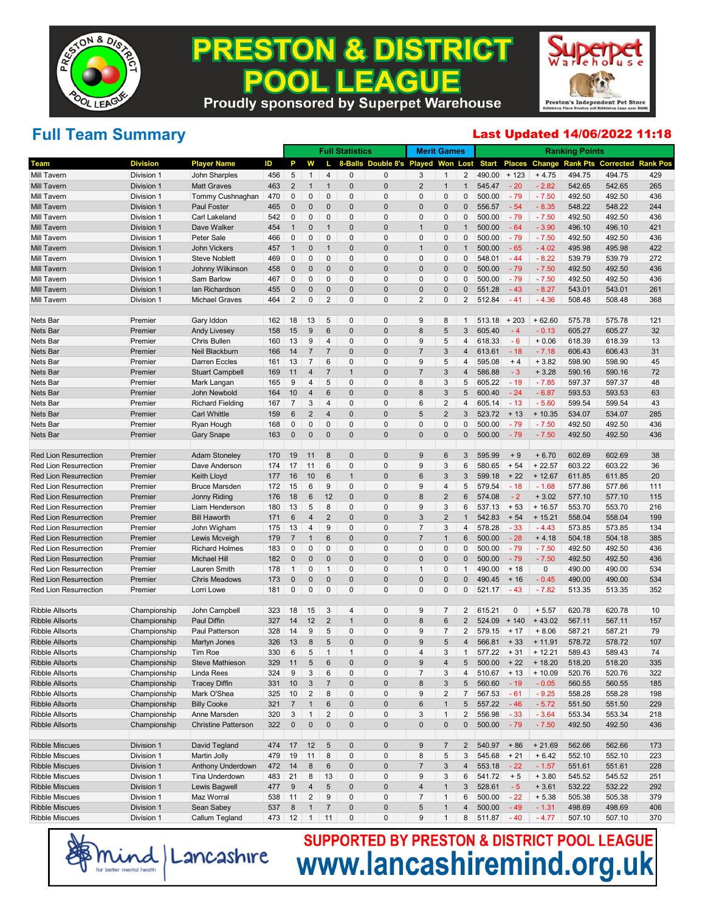# PRESTON & DISTRICT POOL LEAGUE

Proudly sponsored by Superpet Warehouse

## Full Team Summary

**Last Updated 14/06/2022 11:18**

| | | | | Full Statistics | | | | | | Merit Games | | | Ranking Points | | | | | |
|---|---|---|---|---|---|---|---|---|---|---|---|---|---|---|---|---|---|---|
| Team | Division | Player Name | ID | P | W | L | 8-Balls | Double 8's | Played | Won | Lost | Start | Places | Change | Rank Pts | Corrected | Rank Pos |
| Mill Tavern | Division 1 | John Sharples | 456 | 5 | 1 | 4 | 0 | 0 | 3 | 1 | 2 | 490.00 | + 123 | + 4.75 | 494.75 | 494.75 | 429 |
| Mill Tavern | Division 1 | Matt Graves | 463 | 2 | 1 | 1 | 0 | 0 | 2 | 1 | 1 | 545.47 | - 20 | - 2.82 | 542.65 | 542.65 | 265 |
| Mill Tavern | Division 1 | Tommy Cushnaghan | 470 | 0 | 0 | 0 | 0 | 0 | 0 | 0 | 0 | 500.00 | - 79 | - 7.50 | 492.50 | 492.50 | 436 |
| Mill Tavern | Division 1 | Paul Foster | 465 | 0 | 0 | 0 | 0 | 0 | 0 | 0 | 0 | 556.57 | - 54 | - 8.35 | 548.22 | 548.22 | 244 |
| Mill Tavern | Division 1 | Carl Lakeland | 542 | 0 | 0 | 0 | 0 | 0 | 0 | 0 | 0 | 500.00 | - 79 | - 7.50 | 492.50 | 492.50 | 436 |
| Mill Tavern | Division 1 | Dave Walker | 454 | 1 | 0 | 1 | 0 | 0 | 1 | 0 | 1 | 500.00 | - 64 | - 3.90 | 496.10 | 496.10 | 421 |
| Mill Tavern | Division 1 | Peter Sale | 466 | 0 | 0 | 0 | 0 | 0 | 0 | 0 | 0 | 500.00 | - 79 | - 7.50 | 492.50 | 492.50 | 436 |
| Mill Tavern | Division 1 | John Vickers | 457 | 1 | 0 | 1 | 0 | 0 | 1 | 0 | 1 | 500.00 | - 65 | - 4.02 | 495.98 | 495.98 | 422 |
| Mill Tavern | Division 1 | Steve Noblett | 469 | 0 | 0 | 0 | 0 | 0 | 0 | 0 | 0 | 548.01 | - 44 | - 8.22 | 539.79 | 539.79 | 272 |
| Mill Tavern | Division 1 | Johnny Wilkinson | 458 | 0 | 0 | 0 | 0 | 0 | 0 | 0 | 0 | 500.00 | - 79 | - 7.50 | 492.50 | 492.50 | 436 |
| Mill Tavern | Division 1 | Sam Barlow | 467 | 0 | 0 | 0 | 0 | 0 | 0 | 0 | 0 | 500.00 | - 79 | - 7.50 | 492.50 | 492.50 | 436 |
| Mill Tavern | Division 1 | Ian Richardson | 455 | 0 | 0 | 0 | 0 | 0 | 0 | 0 | 0 | 551.28 | - 43 | - 8.27 | 543.01 | 543.01 | 261 |
| Mill Tavern | Division 1 | Michael Graves | 464 | 2 | 0 | 2 | 0 | 0 | 2 | 0 | 2 | 512.84 | - 41 | - 4.36 | 508.48 | 508.48 | 368 |
| | | | | | | | | | | | | | | | | | |
| Nets Bar | Premier | Gary Iddon | 162 | 18 | 13 | 5 | 0 | 0 | 9 | 8 | 1 | 513.18 | + 203 | + 62.60 | 575.78 | 575.78 | 121 |
| Nets Bar | Premier | Andy Livesey | 158 | 15 | 9 | 6 | 0 | 0 | 8 | 5 | 3 | 605.40 | - 4 | - 0.13 | 605.27 | 605.27 | 32 |
| Nets Bar | Premier | Chris Bullen | 160 | 13 | 9 | 4 | 0 | 0 | 9 | 5 | 4 | 618.33 | - 6 | + 0.06 | 618.39 | 618.39 | 13 |
| Nets Bar | Premier | Neil Blackburn | 166 | 14 | 7 | 7 | 0 | 0 | 7 | 3 | 4 | 613.61 | - 18 | - 7.18 | 606.43 | 606.43 | 31 |
| Nets Bar | Premier | Darren Eccles | 161 | 13 | 7 | 6 | 0 | 0 | 9 | 5 | 4 | 595.08 | + 4 | + 3.82 | 598.90 | 598.90 | 45 |
| Nets Bar | Premier | Stuart Campbell | 169 | 11 | 4 | 7 | 1 | 0 | 7 | 3 | 4 | 586.88 | - 3 | + 3.28 | 590.16 | 590.16 | 72 |
| Nets Bar | Premier | Mark Langan | 165 | 9 | 4 | 5 | 0 | 0 | 8 | 3 | 5 | 605.22 | - 19 | - 7.85 | 597.37 | 597.37 | 48 |
| Nets Bar | Premier | John Newbold | 164 | 10 | 4 | 6 | 0 | 0 | 8 | 3 | 5 | 600.40 | - 24 | - 6.87 | 593.53 | 593.53 | 63 |
| Nets Bar | Premier | Richard Fielding | 167 | 7 | 3 | 4 | 0 | 0 | 6 | 2 | 4 | 605.14 | - 13 | - 5.60 | 599.54 | 599.54 | 43 |
| Nets Bar | Premier | Carl Whittle | 159 | 6 | 2 | 4 | 0 | 0 | 5 | 2 | 3 | 523.72 | + 13 | + 10.35 | 534.07 | 534.07 | 285 |
| Nets Bar | Premier | Ryan Hough | 168 | 0 | 0 | 0 | 0 | 0 | 0 | 0 | 0 | 500.00 | - 79 | - 7.50 | 492.50 | 492.50 | 436 |
| Nets Bar | Premier | Gary Snape | 163 | 0 | 0 | 0 | 0 | 0 | 0 | 0 | 0 | 500.00 | - 79 | - 7.50 | 492.50 | 492.50 | 436 |
| | | | | | | | | | | | | | | | | | |
| Red Lion Resurrection | Premier | Adam Stoneley | 170 | 19 | 11 | 8 | 0 | 0 | 9 | 6 | 3 | 595.99 | + 9 | + 6.70 | 602.69 | 602.69 | 38 |
| Red Lion Resurrection | Premier | Dave Anderson | 174 | 17 | 11 | 6 | 0 | 0 | 9 | 3 | 6 | 580.65 | + 54 | + 22.57 | 603.22 | 603.22 | 36 |
| Red Lion Resurrection | Premier | Keith Lloyd | 177 | 16 | 10 | 6 | 1 | 0 | 6 | 3 | 3 | 599.18 | + 22 | + 12.67 | 611.85 | 611.85 | 20 |
| Red Lion Resurrection | Premier | Bruce Marsden | 172 | 15 | 6 | 9 | 0 | 0 | 9 | 4 | 5 | 579.54 | - 18 | - 1.68 | 577.86 | 577.86 | 111 |
| Red Lion Resurrection | Premier | Jonny Riding | 176 | 18 | 6 | 12 | 0 | 0 | 8 | 2 | 6 | 574.08 | - 2 | + 3.02 | 577.10 | 577.10 | 115 |
| Red Lion Resurrection | Premier | Liam Henderson | 180 | 13 | 5 | 8 | 0 | 0 | 9 | 3 | 6 | 537.13 | + 53 | + 16.57 | 553.70 | 553.70 | 216 |
| Red Lion Resurrection | Premier | Bill Haworth | 171 | 6 | 4 | 2 | 0 | 0 | 3 | 2 | 1 | 542.83 | + 54 | + 15.21 | 558.04 | 558.04 | 199 |
| Red Lion Resurrection | Premier | John Wigham | 175 | 13 | 4 | 9 | 0 | 0 | 7 | 3 | 4 | 578.28 | - 33 | - 4.43 | 573.85 | 573.85 | 134 |
| Red Lion Resurrection | Premier | Lewis Mcveigh | 179 | 7 | 1 | 6 | 0 | 0 | 7 | 1 | 6 | 500.00 | - 28 | + 4.18 | 504.18 | 504.18 | 385 |
| Red Lion Resurrection | Premier | Richard Holmes | 183 | 0 | 0 | 0 | 0 | 0 | 0 | 0 | 0 | 500.00 | - 79 | - 7.50 | 492.50 | 492.50 | 436 |
| Red Lion Resurrection | Premier | Michael Hill | 182 | 0 | 0 | 0 | 0 | 0 | 0 | 0 | 0 | 500.00 | - 79 | - 7.50 | 492.50 | 492.50 | 436 |
| Red Lion Resurrection | Premier | Lauren Smith | 178 | 1 | 0 | 1 | 0 | 0 | 1 | 0 | 1 | 490.00 | + 18 | 0 | 490.00 | 490.00 | 534 |
| Red Lion Resurrection | Premier | Chris Meadows | 173 | 0 | 0 | 0 | 0 | 0 | 0 | 0 | 0 | 490.45 | + 16 | - 0.45 | 490.00 | 490.00 | 534 |
| Red Lion Resurrection | Premier | Lorri Lowe | 181 | 0 | 0 | 0 | 0 | 0 | 0 | 0 | 0 | 521.17 | - 43 | - 7.82 | 513.35 | 513.35 | 352 |
| | | | | | | | | | | | | | | | | | |
| Ribble Allsorts | Championship | John Campbell | 323 | 18 | 15 | 3 | 4 | 0 | 9 | 7 | 2 | 615.21 | 0 | + 5.57 | 620.78 | 620.78 | 10 |
| Ribble Allsorts | Championship | Paul Diffin | 327 | 14 | 12 | 2 | 1 | 0 | 8 | 6 | 2 | 524.09 | + 140 | + 43.02 | 567.11 | 567.11 | 157 |
| Ribble Allsorts | Championship | Paul Patterson | 328 | 14 | 9 | 5 | 0 | 0 | 9 | 7 | 2 | 579.15 | + 17 | + 8.06 | 587.21 | 587.21 | 79 |
| Ribble Allsorts | Championship | Martyn Jones | 326 | 13 | 8 | 5 | 0 | 0 | 9 | 5 | 4 | 566.81 | + 33 | + 11.91 | 578.72 | 578.72 | 107 |
| Ribble Allsorts | Championship | Tim Roe | 330 | 6 | 5 | 1 | 1 | 0 | 4 | 3 | 1 | 577.22 | + 31 | + 12.21 | 589.43 | 589.43 | 74 |
| Ribble Allsorts | Championship | Steve Mathieson | 329 | 11 | 5 | 6 | 0 | 0 | 9 | 4 | 5 | 500.00 | + 22 | + 18.20 | 518.20 | 518.20 | 335 |
| Ribble Allsorts | Championship | Linda Rees | 324 | 9 | 3 | 6 | 0 | 0 | 7 | 3 | 4 | 510.67 | + 13 | + 10.09 | 520.76 | 520.76 | 322 |
| Ribble Allsorts | Championship | Tracey Diffin | 331 | 10 | 3 | 7 | 0 | 0 | 8 | 3 | 5 | 560.60 | - 19 | - 0.05 | 560.55 | 560.55 | 185 |
| Ribble Allsorts | Championship | Mark O'Shea | 325 | 10 | 2 | 8 | 0 | 0 | 9 | 2 | 7 | 567.53 | - 61 | - 9.25 | 558.28 | 558.28 | 198 |
| Ribble Allsorts | Championship | Billy Cooke | 321 | 7 | 1 | 6 | 0 | 0 | 6 | 1 | 5 | 557.22 | - 46 | - 5.72 | 551.50 | 551.50 | 229 |
| Ribble Allsorts | Championship | Anne Marsden | 320 | 3 | 1 | 2 | 0 | 0 | 3 | 1 | 2 | 556.98 | - 33 | - 3.64 | 553.34 | 553.34 | 218 |
| Ribble Allsorts | Championship | Christine Patterson | 322 | 0 | 0 | 0 | 0 | 0 | 0 | 0 | 0 | 500.00 | - 79 | - 7.50 | 492.50 | 492.50 | 436 |
| | | | | | | | | | | | | | | | | | |
| Ribble Miscues | Division 1 | David Tegland | 474 | 17 | 12 | 5 | 0 | 0 | 9 | 7 | 2 | 540.97 | + 86 | + 21.69 | 562.66 | 562.66 | 173 |
| Ribble Miscues | Division 1 | Martin Jolly | 479 | 19 | 11 | 8 | 0 | 0 | 8 | 5 | 3 | 545.68 | + 21 | + 6.42 | 552.10 | 552.10 | 223 |
| Ribble Miscues | Division 1 | Anthony Underdown | 472 | 14 | 8 | 6 | 0 | 0 | 7 | 3 | 4 | 553.18 | - 22 | - 1.57 | 551.61 | 551.61 | 228 |
| Ribble Miscues | Division 1 | Tina Underdown | 483 | 21 | 8 | 13 | 0 | 0 | 9 | 3 | 6 | 541.72 | + 5 | + 3.80 | 545.52 | 545.52 | 251 |
| Ribble Miscues | Division 1 | Lewis Bagwell | 477 | 9 | 4 | 5 | 0 | 0 | 4 | 1 | 3 | 528.61 | - 5 | + 3.61 | 532.22 | 532.22 | 292 |
| Ribble Miscues | Division 1 | Maz Worral | 538 | 11 | 2 | 9 | 0 | 0 | 7 | 1 | 6 | 500.00 | - 22 | + 5.38 | 505.38 | 505.38 | 379 |
| Ribble Miscues | Division 1 | Sean Sabey | 537 | 8 | 1 | 7 | 0 | 0 | 5 | 1 | 4 | 500.00 | - 49 | - 1.31 | 498.69 | 498.69 | 406 |
| Ribble Miscues | Division 1 | Callum Tegland | 473 | 12 | 1 | 11 | 0 | 0 | 9 | 1 | 8 | 511.87 | - 40 | - 4.77 | 507.10 | 507.10 | 370 |

SUPPORTED BY PRESTON & DISTRICT POOL LEAGUE

www.lancashiremind.org.uk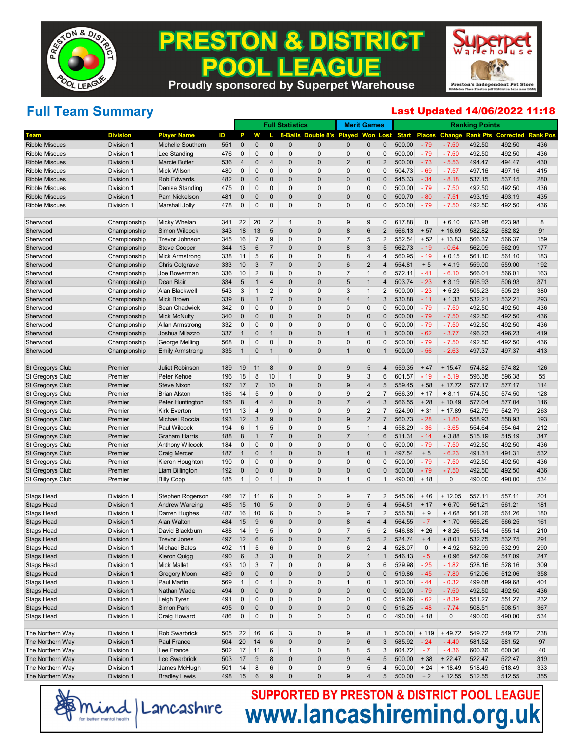# PRESTON & DISTRICT POOL LEAGUE

Proudly sponsored by Superpet Warehouse

## Full Team Summary

**Last Updated 14/06/2022 11:18**

| | | | | Full Statistics | | | | | Merit Games | | | Ranking Points | | | | | |
|---|---|---|---|---|---|---|---|---|---|---|---|---|---|---|---|---|---|
| Team | Division | Player Name | ID | P | W | L | 8-Balls | Double 8's | Played | Won | Lost | Start | Places | Change | Rank Pts | Corrected | Rank Pos |
| Ribble Miscues | Division 1 | Michelle Southern | 551 | 0 | 0 | 0 | 0 | 0 | 0 | 0 | 0 | 500.00 | - 79 | - 7.50 | 492.50 | 492.50 | 436 |
| Ribble Miscues | Division 1 | Lee Standing | 476 | 0 | 0 | 0 | 0 | 0 | 0 | 0 | 0 | 500.00 | - 79 | - 7.50 | 492.50 | 492.50 | 436 |
| Ribble Miscues | Division 1 | Marcie Butler | 536 | 4 | 0 | 4 | 0 | 0 | 2 | 0 | 2 | 500.00 | - 73 | - 5.53 | 494.47 | 494.47 | 430 |
| Ribble Miscues | Division 1 | Mick Wilson | 480 | 0 | 0 | 0 | 0 | 0 | 0 | 0 | 0 | 504.73 | - 69 | - 7.57 | 497.16 | 497.16 | 415 |
| Ribble Miscues | Division 1 | Rob Edwards | 482 | 0 | 0 | 0 | 0 | 0 | 0 | 0 | 0 | 545.33 | - 34 | - 8.18 | 537.15 | 537.15 | 280 |
| Ribble Miscues | Division 1 | Denise Standing | 475 | 0 | 0 | 0 | 0 | 0 | 0 | 0 | 0 | 500.00 | - 79 | - 7.50 | 492.50 | 492.50 | 436 |
| Ribble Miscues | Division 1 | Pam Nickelson | 481 | 0 | 0 | 0 | 0 | 0 | 0 | 0 | 0 | 500.70 | - 80 | - 7.51 | 493.19 | 493.19 | 435 |
| Ribble Miscues | Division 1 | Marshall Jolly | 478 | 0 | 0 | 0 | 0 | 0 | 0 | 0 | 0 | 500.00 | - 79 | - 7.50 | 492.50 | 492.50 | 436 |
| | | | | | | | | | | | | | | | | | |
| Sherwood | Championship | Micky Whelan | 341 | 22 | 20 | 2 | 1 | 0 | 9 | 9 | 0 | 617.88 | 0 | + 6.10 | 623.98 | 623.98 | 8 |
| Sherwood | Championship | Simon Wilcock | 343 | 18 | 13 | 5 | 0 | 0 | 8 | 6 | 2 | 566.13 | + 57 | + 16.69 | 582.82 | 582.82 | 91 |
| Sherwood | Championship | Trevor Johnson | 345 | 16 | 7 | 9 | 0 | 0 | 7 | 5 | 2 | 552.54 | + 52 | + 13.83 | 566.37 | 566.37 | 159 |
| Sherwood | Championship | Steve Cooper | 344 | 13 | 6 | 7 | 0 | 0 | 8 | 3 | 5 | 562.73 | - 19 | - 0.64 | 562.09 | 562.09 | 177 |
| Sherwood | Championship | Mick Armstrong | 338 | 11 | 5 | 6 | 0 | 0 | 8 | 4 | 4 | 560.95 | - 19 | + 0.15 | 561.10 | 561.10 | 183 |
| Sherwood | Championship | Chris Cotgrave | 333 | 10 | 3 | 7 | 0 | 0 | 6 | 2 | 4 | 554.81 | + 5 | + 4.19 | 559.00 | 559.00 | 192 |
| Sherwood | Championship | Joe Bowerman | 336 | 10 | 2 | 8 | 0 | 0 | 7 | 1 | 6 | 572.11 | - 41 | - 6.10 | 566.01 | 566.01 | 163 |
| Sherwood | Championship | Dean Blair | 334 | 5 | 1 | 4 | 0 | 0 | 5 | 1 | 4 | 503.74 | - 23 | + 3.19 | 506.93 | 506.93 | 371 |
| Sherwood | Championship | Alan Blackwell | 543 | 3 | 1 | 2 | 0 | 0 | 3 | 1 | 2 | 500.00 | - 23 | + 5.23 | 505.23 | 505.23 | 380 |
| Sherwood | Championship | Mick Brown | 339 | 8 | 1 | 7 | 0 | 0 | 4 | 1 | 3 | 530.88 | - 11 | + 1.33 | 532.21 | 532.21 | 293 |
| Sherwood | Championship | Sean Chadwick | 342 | 0 | 0 | 0 | 0 | 0 | 0 | 0 | 0 | 500.00 | - 79 | - 7.50 | 492.50 | 492.50 | 436 |
| Sherwood | Championship | Mick McNulty | 340 | 0 | 0 | 0 | 0 | 0 | 0 | 0 | 0 | 500.00 | - 79 | - 7.50 | 492.50 | 492.50 | 436 |
| Sherwood | Championship | Allan Armstrong | 332 | 0 | 0 | 0 | 0 | 0 | 0 | 0 | 0 | 500.00 | - 79 | - 7.50 | 492.50 | 492.50 | 436 |
| Sherwood | Championship | Joshua Milazzo | 337 | 1 | 0 | 1 | 0 | 0 | 1 | 0 | 1 | 500.00 | - 62 | - 3.77 | 496.23 | 496.23 | 419 |
| Sherwood | Championship | George Melling | 568 | 0 | 0 | 0 | 0 | 0 | 0 | 0 | 0 | 500.00 | - 79 | - 7.50 | 492.50 | 492.50 | 436 |
| Sherwood | Championship | Emily Armstrong | 335 | 1 | 0 | 1 | 0 | 0 | 1 | 0 | 1 | 500.00 | - 56 | - 2.63 | 497.37 | 497.37 | 413 |
| | | | | | | | | | | | | | | | | | |
| St Gregorys Club | Premier | Juliet Robinson | 189 | 19 | 11 | 8 | 0 | 0 | 9 | 5 | 4 | 559.35 | + 47 | + 15.47 | 574.82 | 574.82 | 126 |
| St Gregorys Club | Premier | Peter Kehoe | 196 | 18 | 8 | 10 | 1 | 0 | 9 | 3 | 6 | 601.57 | - 19 | - 5.19 | 596.38 | 596.38 | 55 |
| St Gregorys Club | Premier | Steve Nixon | 197 | 17 | 7 | 10 | 0 | 0 | 9 | 4 | 5 | 559.45 | + 58 | + 17.72 | 577.17 | 577.17 | 114 |
| St Gregorys Club | Premier | Brian Alston | 186 | 14 | 5 | 9 | 0 | 0 | 9 | 2 | 7 | 566.39 | + 17 | + 8.11 | 574.50 | 574.50 | 128 |
| St Gregorys Club | Premier | Peter Huntington | 195 | 8 | 4 | 4 | 0 | 0 | 7 | 4 | 3 | 566.55 | + 28 | + 10.49 | 577.04 | 577.04 | 116 |
| St Gregorys Club | Premier | Kirk Everton | 191 | 13 | 4 | 9 | 0 | 0 | 9 | 2 | 7 | 524.90 | + 31 | + 17.89 | 542.79 | 542.79 | 263 |
| St Gregorys Club | Premier | Michael Roccia | 193 | 12 | 3 | 9 | 0 | 0 | 9 | 2 | 7 | 560.73 | - 28 | - 1.80 | 558.93 | 558.93 | 193 |
| St Gregorys Club | Premier | Paul Wilcock | 194 | 6 | 1 | 5 | 0 | 0 | 5 | 1 | 4 | 558.29 | - 36 | - 3.65 | 554.64 | 554.64 | 212 |
| St Gregorys Club | Premier | Graham Harris | 188 | 8 | 1 | 7 | 0 | 0 | 7 | 1 | 6 | 511.31 | - 14 | + 3.88 | 515.19 | 515.19 | 347 |
| St Gregorys Club | Premier | Anthony Wilcock | 184 | 0 | 0 | 0 | 0 | 0 | 0 | 0 | 0 | 500.00 | - 79 | - 7.50 | 492.50 | 492.50 | 436 |
| St Gregorys Club | Premier | Craig Mercer | 187 | 1 | 0 | 1 | 0 | 0 | 1 | 0 | 1 | 497.54 | + 5 | - 6.23 | 491.31 | 491.31 | 532 |
| St Gregorys Club | Premier | Kieron Houghton | 190 | 0 | 0 | 0 | 0 | 0 | 0 | 0 | 0 | 500.00 | - 79 | - 7.50 | 492.50 | 492.50 | 436 |
| St Gregorys Club | Premier | Liam Billington | 192 | 0 | 0 | 0 | 0 | 0 | 0 | 0 | 0 | 500.00 | - 79 | - 7.50 | 492.50 | 492.50 | 436 |
| St Gregorys Club | Premier | Billy Copp | 185 | 1 | 0 | 1 | 0 | 0 | 1 | 0 | 1 | 490.00 | + 18 | 0 | 490.00 | 490.00 | 534 |
| | | | | | | | | | | | | | | | | | |
| Stags Head | Division 1 | Stephen Rogerson | 496 | 17 | 11 | 6 | 0 | 0 | 9 | 7 | 2 | 545.06 | + 46 | + 12.05 | 557.11 | 557.11 | 201 |
| Stags Head | Division 1 | Andrew Wareing | 485 | 15 | 10 | 5 | 0 | 0 | 9 | 5 | 4 | 554.51 | + 17 | + 6.70 | 561.21 | 561.21 | 181 |
| Stags Head | Division 1 | Darren Hughes | 487 | 16 | 10 | 6 | 0 | 0 | 9 | 7 | 2 | 556.58 | + 9 | + 4.68 | 561.26 | 561.26 | 180 |
| Stags Head | Division 1 | Alan Walton | 484 | 15 | 9 | 6 | 0 | 0 | 8 | 4 | 4 | 564.55 | - 7 | + 1.70 | 566.25 | 566.25 | 161 |
| Stags Head | Division 1 | David Blackburn | 488 | 14 | 9 | 5 | 0 | 0 | 7 | 5 | 2 | 546.88 | + 26 | + 8.26 | 555.14 | 555.14 | 210 |
| Stags Head | Division 1 | Trevor Jones | 497 | 12 | 6 | 6 | 0 | 0 | 7 | 5 | 2 | 524.74 | + 4 | + 8.01 | 532.75 | 532.75 | 291 |
| Stags Head | Division 1 | Michael Bates | 492 | 11 | 5 | 6 | 0 | 0 | 6 | 2 | 4 | 528.07 | 0 | + 4.92 | 532.99 | 532.99 | 290 |
| Stags Head | Division 1 | Kieron Quigg | 490 | 6 | 3 | 3 | 0 | 0 | 2 | 1 | 1 | 546.13 | - 5 | + 0.96 | 547.09 | 547.09 | 247 |
| Stags Head | Division 1 | Mick Mallet | 493 | 10 | 3 | 7 | 0 | 0 | 9 | 3 | 6 | 529.98 | - 25 | - 1.82 | 528.16 | 528.16 | 309 |
| Stags Head | Division 1 | Gregory Moon | 489 | 0 | 0 | 0 | 0 | 0 | 0 | 0 | 0 | 519.86 | - 45 | - 7.80 | 512.06 | 512.06 | 358 |
| Stags Head | Division 1 | Paul Martin | 569 | 1 | 0 | 1 | 0 | 0 | 1 | 0 | 1 | 500.00 | - 44 | - 0.32 | 499.68 | 499.68 | 401 |
| Stags Head | Division 1 | Nathan Wade | 494 | 0 | 0 | 0 | 0 | 0 | 0 | 0 | 0 | 500.00 | - 79 | - 7.50 | 492.50 | 492.50 | 436 |
| Stags Head | Division 1 | Leigh Tyrer | 491 | 0 | 0 | 0 | 0 | 0 | 0 | 0 | 0 | 559.66 | - 62 | - 8.39 | 551.27 | 551.27 | 232 |
| Stags Head | Division 1 | Simon Park | 495 | 0 | 0 | 0 | 0 | 0 | 0 | 0 | 0 | 516.25 | - 48 | - 7.74 | 508.51 | 508.51 | 367 |
| Stags Head | Division 1 | Craig Howard | 486 | 0 | 0 | 0 | 0 | 0 | 0 | 0 | 0 | 490.00 | + 18 | 0 | 490.00 | 490.00 | 534 |
| | | | | | | | | | | | | | | | | | |
| The Northern Way | Division 1 | Rob Swarbrick | 505 | 22 | 16 | 6 | 3 | 0 | 9 | 8 | 1 | 500.00 | + 119 | + 49.72 | 549.72 | 549.72 | 238 |
| The Northern Way | Division 1 | Paul France | 504 | 20 | 14 | 6 | 0 | 0 | 9 | 6 | 3 | 585.92 | - 24 | - 4.40 | 581.52 | 581.52 | 97 |
| The Northern Way | Division 1 | Lee France | 502 | 17 | 11 | 6 | 1 | 0 | 8 | 5 | 3 | 604.72 | - 7 | - 4.36 | 600.36 | 600.36 | 40 |
| The Northern Way | Division 1 | Lee Swarbrick | 503 | 17 | 9 | 8 | 0 | 0 | 9 | 4 | 5 | 500.00 | + 38 | + 22.47 | 522.47 | 522.47 | 319 |
| The Northern Way | Division 1 | James McHugh | 501 | 14 | 8 | 6 | 0 | 0 | 9 | 5 | 4 | 500.00 | + 24 | + 18.49 | 518.49 | 518.49 | 333 |
| The Northern Way | Division 1 | Bradley Lewis | 498 | 15 | 6 | 9 | 0 | 0 | 9 | 4 | 5 | 500.00 | + 2 | + 12.55 | 512.55 | 512.55 | 355 |

**SUPPORTED BY PRESTON & DISTRICT POOL LEAGUE**

**www.lancashiremind.org.uk**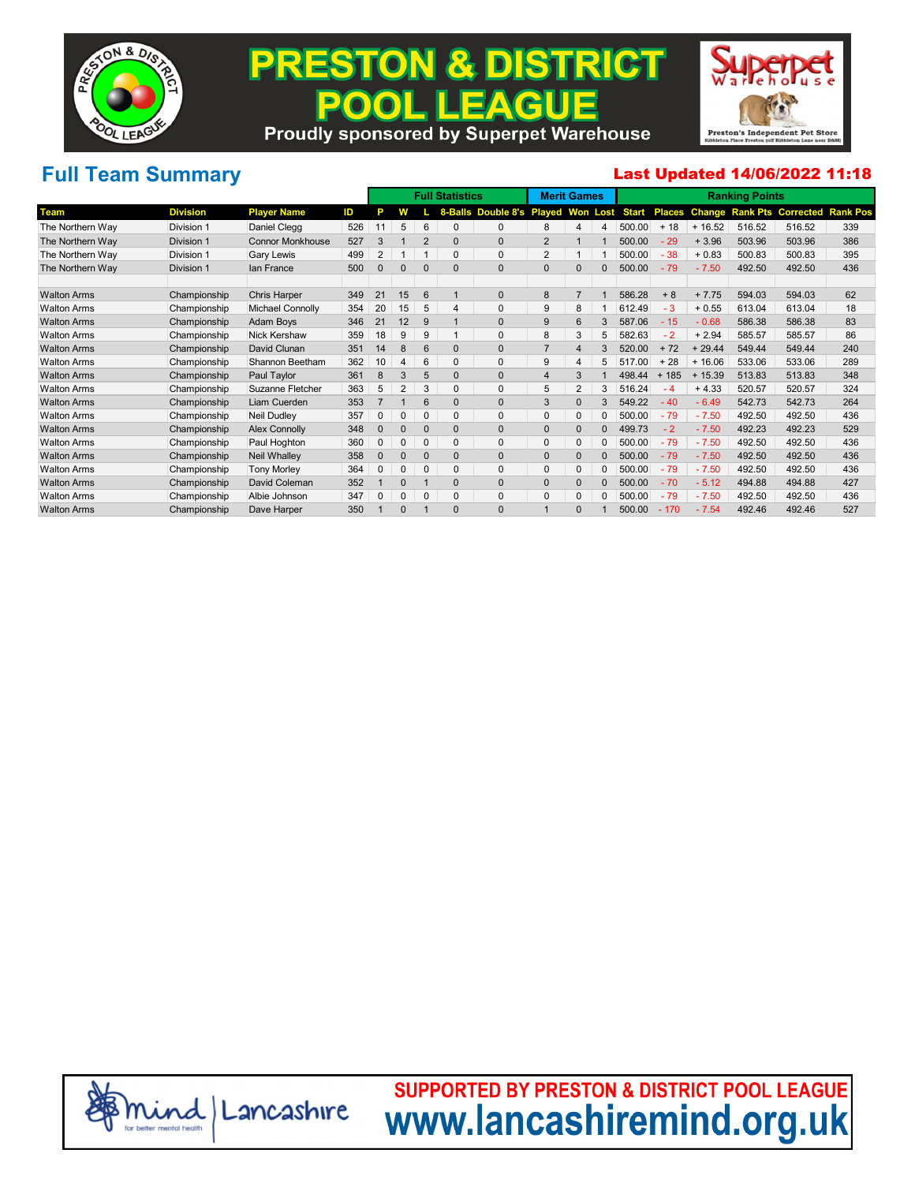# PRESTON & DISTRICT POOL LEAGUE

Proudly sponsored by Superpet Warehouse

Preston's Independent Pet Store

## Full Team Summary

**Last Updated 14/06/2022 11:18**

| | | | | Full Statistics | | | | | Merit Games | | | Ranking Points | | | | | |
|---|---|---|---|---|---|---|---|---|---|---|---|---|---|---|---|---|---|
| Team | Division | Player Name | ID | P | W | L | 8-Balls | Double 8's | Played | Won | Lost | Start | Places | Change | Rank Pts | Corrected | Rank Pos |
| The Northern Way | Division 1 | Daniel Clegg | 526 | 11 | 5 | 6 | 0 | 0 | 8 | 4 | 4 | 500.00 | + 18 | + 16.52 | 516.52 | 516.52 | 339 |
| The Northern Way | Division 1 | Connor Monkhouse | 527 | 3 | 1 | 2 | 0 | 0 | 2 | 1 | 1 | 500.00 | - 29 | + 3.96 | 503.96 | 503.96 | 386 |
| The Northern Way | Division 1 | Gary Lewis | 499 | 2 | 1 | 1 | 0 | 0 | 2 | 1 | 1 | 500.00 | - 38 | + 0.83 | 500.83 | 500.83 | 395 |
| The Northern Way | Division 1 | Ian France | 500 | 0 | 0 | 0 | 0 | 0 | 0 | 0 | 0 | 500.00 | - 79 | - 7.50 | 492.50 | 492.50 | 436 |
| | | | | | | | | | | | | | | | | | |
| Walton Arms | Championship | Chris Harper | 349 | 21 | 15 | 6 | 1 | 0 | 8 | 7 | 1 | 586.28 | + 8 | + 7.75 | 594.03 | 594.03 | 62 |
| Walton Arms | Championship | Michael Connolly | 354 | 20 | 15 | 5 | 4 | 0 | 9 | 8 | 1 | 612.49 | - 3 | + 0.55 | 613.04 | 613.04 | 18 |
| Walton Arms | Championship | Adam Boys | 346 | 21 | 12 | 9 | 1 | 0 | 9 | 6 | 3 | 587.06 | - 15 | - 0.68 | 586.38 | 586.38 | 83 |
| Walton Arms | Championship | Nick Kershaw | 359 | 18 | 9 | 9 | 1 | 0 | 8 | 3 | 5 | 582.63 | - 2 | + 2.94 | 585.57 | 585.57 | 86 |
| Walton Arms | Championship | David Clunan | 351 | 14 | 8 | 6 | 0 | 0 | 7 | 4 | 3 | 520.00 | + 72 | + 29.44 | 549.44 | 549.44 | 240 |
| Walton Arms | Championship | Shannon Beetham | 362 | 10 | 4 | 6 | 0 | 0 | 9 | 4 | 5 | 517.00 | + 28 | + 16.06 | 533.06 | 533.06 | 289 |
| Walton Arms | Championship | Paul Taylor | 361 | 8 | 3 | 5 | 0 | 0 | 4 | 3 | 1 | 498.44 | + 185 | + 15.39 | 513.83 | 513.83 | 348 |
| Walton Arms | Championship | Suzanne Fletcher | 363 | 5 | 2 | 3 | 0 | 0 | 5 | 2 | 3 | 516.24 | - 4 | + 4.33 | 520.57 | 520.57 | 324 |
| Walton Arms | Championship | Liam Cuerden | 353 | 7 | 1 | 6 | 0 | 0 | 3 | 0 | 3 | 549.22 | - 40 | - 6.49 | 542.73 | 542.73 | 264 |
| Walton Arms | Championship | Neil Dudley | 357 | 0 | 0 | 0 | 0 | 0 | 0 | 0 | 0 | 500.00 | - 79 | - 7.50 | 492.50 | 492.50 | 436 |
| Walton Arms | Championship | Alex Connolly | 348 | 0 | 0 | 0 | 0 | 0 | 0 | 0 | 0 | 499.73 | - 2 | - 7.50 | 492.23 | 492.23 | 529 |
| Walton Arms | Championship | Paul Hoghton | 360 | 0 | 0 | 0 | 0 | 0 | 0 | 0 | 0 | 500.00 | - 79 | - 7.50 | 492.50 | 492.50 | 436 |
| Walton Arms | Championship | Neil Whalley | 358 | 0 | 0 | 0 | 0 | 0 | 0 | 0 | 0 | 500.00 | - 79 | - 7.50 | 492.50 | 492.50 | 436 |
| Walton Arms | Championship | Tony Morley | 364 | 0 | 0 | 0 | 0 | 0 | 0 | 0 | 0 | 500.00 | - 79 | - 7.50 | 492.50 | 492.50 | 436 |
| Walton Arms | Championship | David Coleman | 352 | 1 | 0 | 1 | 0 | 0 | 0 | 0 | 0 | 500.00 | - 70 | - 5.12 | 494.88 | 494.88 | 427 |
| Walton Arms | Championship | Albie Johnson | 347 | 0 | 0 | 0 | 0 | 0 | 0 | 0 | 0 | 500.00 | - 79 | - 7.50 | 492.50 | 492.50 | 436 |
| Walton Arms | Championship | Dave Harper | 350 | 1 | 0 | 1 | 0 | 0 | 1 | 0 | 1 | 500.00 | - 170 | - 7.54 | 492.46 | 492.46 | 527 |

mind | Lancashire — for better mental health

**SUPPORTED BY PRESTON & DISTRICT POOL LEAGUE**

**www.lancashiremind.org.uk**